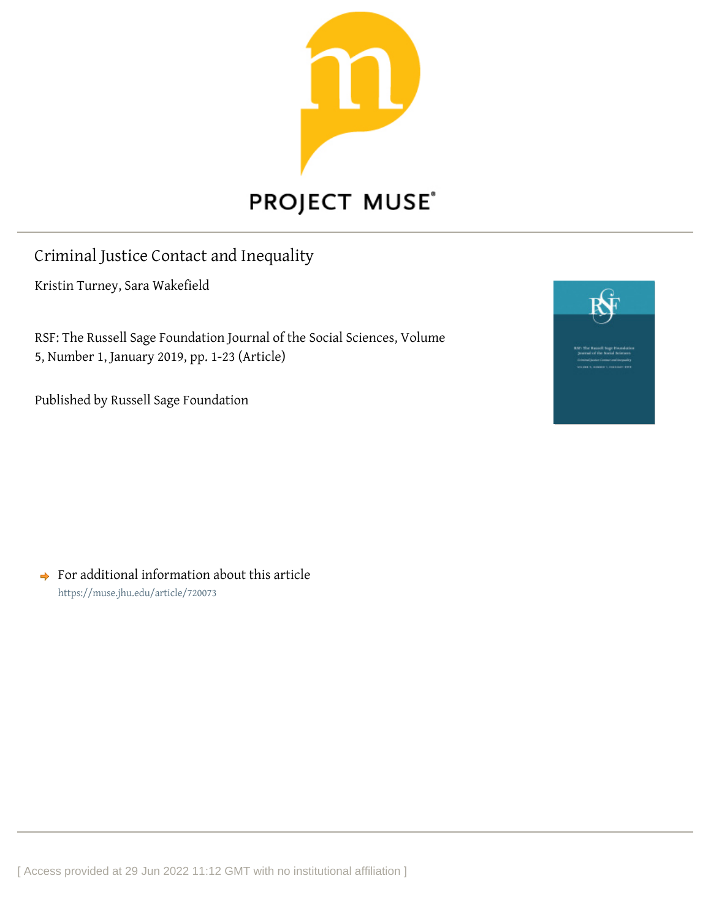PROJECT MUSE®

# Criminal Justice Contact and Inequality

Kristin Turney, Sara Wakefield

RSF: The Russell Sage Foundation Journal of the Social Sciences, Volume 5, Number 1, January 2019, pp. 1-23 (Article)

Published by Russell Sage Foundation

➡ For additional information about this article
https://muse.jhu.edu/article/720073

[ Access provided at 29 Jun 2022 11:12 GMT with no institutional affiliation ]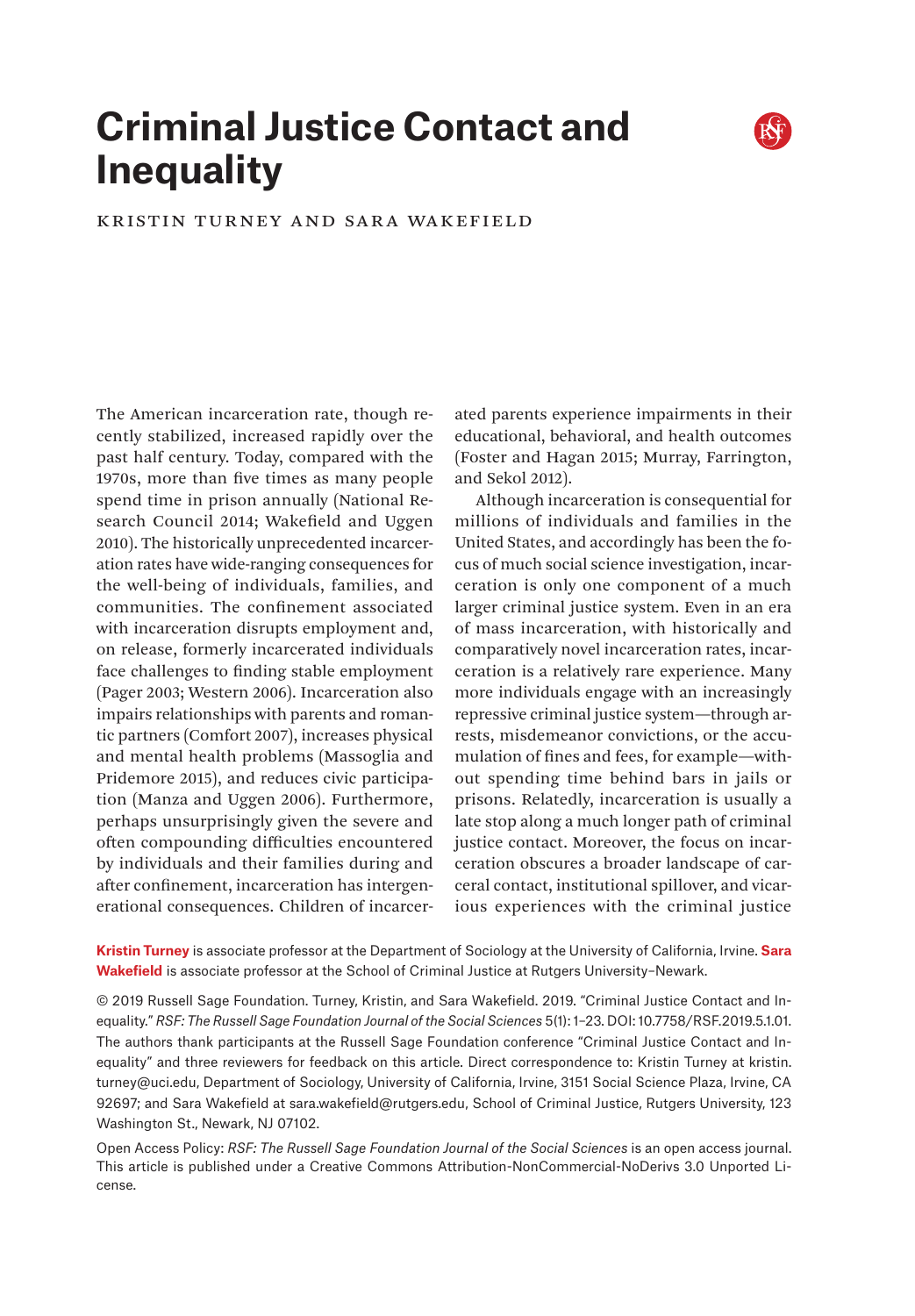# Criminal Justice Contact and Inequality

KRISTIN TURNEY AND SARA WAKEFIELD

The American incarceration rate, though recently stabilized, increased rapidly over the past half century. Today, compared with the 1970s, more than five times as many people spend time in prison annually (National Research Council 2014; Wakefield and Uggen 2010). The historically unprecedented incarceration rates have wide-ranging consequences for the well-being of individuals, families, and communities. The confinement associated with incarceration disrupts employment and, on release, formerly incarcerated individuals face challenges to finding stable employment (Pager 2003; Western 2006). Incarceration also impairs relationships with parents and romantic partners (Comfort 2007), increases physical and mental health problems (Massoglia and Pridemore 2015), and reduces civic participation (Manza and Uggen 2006). Furthermore, perhaps unsurprisingly given the severe and often compounding difficulties encountered by individuals and their families during and after confinement, incarceration has intergenerational consequences. Children of incarcerated parents experience impairments in their educational, behavioral, and health outcomes (Foster and Hagan 2015; Murray, Farrington, and Sekol 2012).

Although incarceration is consequential for millions of individuals and families in the United States, and accordingly has been the focus of much social science investigation, incarceration is only one component of a much larger criminal justice system. Even in an era of mass incarceration, with historically and comparatively novel incarceration rates, incarceration is a relatively rare experience. Many more individuals engage with an increasingly repressive criminal justice system—through arrests, misdemeanor convictions, or the accumulation of fines and fees, for example—without spending time behind bars in jails or prisons. Relatedly, incarceration is usually a late stop along a much longer path of criminal justice contact. Moreover, the focus on incarceration obscures a broader landscape of carceral contact, institutional spillover, and vicarious experiences with the criminal justice

**Kristin Turney** is associate professor at the Department of Sociology at the University of California, Irvine. **Sara Wakefield** is associate professor at the School of Criminal Justice at Rutgers University–Newark.

© 2019 Russell Sage Foundation. Turney, Kristin, and Sara Wakefield. 2019. "Criminal Justice Contact and Inequality." *RSF: The Russell Sage Foundation Journal of the Social Sciences* 5(1): 1–23. DOI: 10.7758/RSF.2019.5.1.01. The authors thank participants at the Russell Sage Foundation conference "Criminal Justice Contact and Inequality" and three reviewers for feedback on this article. Direct correspondence to: Kristin Turney at kristin.turney@uci.edu, Department of Sociology, University of California, Irvine, 3151 Social Science Plaza, Irvine, CA 92697; and Sara Wakefield at sara.wakefield@rutgers.edu, School of Criminal Justice, Rutgers University, 123 Washington St., Newark, NJ 07102.

Open Access Policy: *RSF: The Russell Sage Foundation Journal of the Social Sciences* is an open access journal. This article is published under a Creative Commons Attribution-NonCommercial-NoDerivs 3.0 Unported License.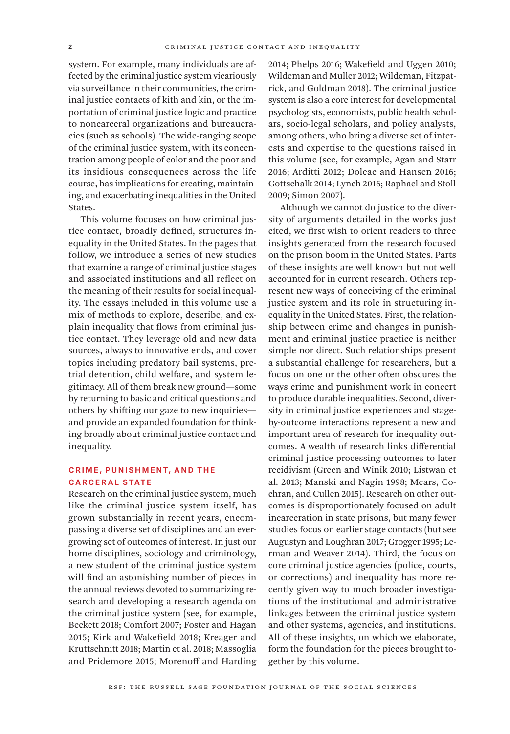system. For example, many individuals are affected by the criminal justice system vicariously via surveillance in their communities, the criminal justice contacts of kith and kin, or the importation of criminal justice logic and practice to noncarceral organizations and bureaucracies (such as schools). The wide-ranging scope of the criminal justice system, with its concentration among people of color and the poor and its insidious consequences across the life course, has implications for creating, maintaining, and exacerbating inequalities in the United States.

This volume focuses on how criminal justice contact, broadly defined, structures inequality in the United States. In the pages that follow, we introduce a series of new studies that examine a range of criminal justice stages and associated institutions and all reflect on the meaning of their results for social inequality. The essays included in this volume use a mix of methods to explore, describe, and explain inequality that flows from criminal justice contact. They leverage old and new data sources, always to innovative ends, and cover topics including predatory bail systems, pretrial detention, child welfare, and system legitimacy. All of them break new ground—some by returning to basic and critical questions and others by shifting our gaze to new inquiries—and provide an expanded foundation for thinking broadly about criminal justice contact and inequality.

## CRIME, PUNISHMENT, AND THE CARCERAL STATE

Research on the criminal justice system, much like the criminal justice system itself, has grown substantially in recent years, encompassing a diverse set of disciplines and an ever-growing set of outcomes of interest. In just our home disciplines, sociology and criminology, a new student of the criminal justice system will find an astonishing number of pieces in the annual reviews devoted to summarizing research and developing a research agenda on the criminal justice system (see, for example, Beckett 2018; Comfort 2007; Foster and Hagan 2015; Kirk and Wakefield 2018; Kreager and Kruttschnitt 2018; Martin et al. 2018; Massoglia and Pridemore 2015; Morenoff and Harding 2014; Phelps 2016; Wakefield and Uggen 2010; Wildeman and Muller 2012; Wildeman, Fitzpatrick, and Goldman 2018). The criminal justice system is also a core interest for developmental psychologists, economists, public health scholars, socio-legal scholars, and policy analysts, among others, who bring a diverse set of interests and expertise to the questions raised in this volume (see, for example, Agan and Starr 2016; Arditti 2012; Doleac and Hansen 2016; Gottschalk 2014; Lynch 2016; Raphael and Stoll 2009; Simon 2007).

Although we cannot do justice to the diversity of arguments detailed in the works just cited, we first wish to orient readers to three insights generated from the research focused on the prison boom in the United States. Parts of these insights are well known but not well accounted for in current research. Others represent new ways of conceiving of the criminal justice system and its role in structuring inequality in the United States. First, the relationship between crime and changes in punishment and criminal justice practice is neither simple nor direct. Such relationships present a substantial challenge for researchers, but a focus on one or the other often obscures the ways crime and punishment work in concert to produce durable inequalities. Second, diversity in criminal justice experiences and stage-by-outcome interactions represent a new and important area of research for inequality outcomes. A wealth of research links differential criminal justice processing outcomes to later recidivism (Green and Winik 2010; Listwan et al. 2013; Manski and Nagin 1998; Mears, Cochran, and Cullen 2015). Research on other outcomes is disproportionately focused on adult incarceration in state prisons, but many fewer studies focus on earlier stage contacts (but see Augustyn and Loughran 2017; Grogger 1995; Lerman and Weaver 2014). Third, the focus on core criminal justice agencies (police, courts, or corrections) and inequality has more recently given way to much broader investigations of the institutional and administrative linkages between the criminal justice system and other systems, agencies, and institutions. All of these insights, on which we elaborate, form the foundation for the pieces brought together by this volume.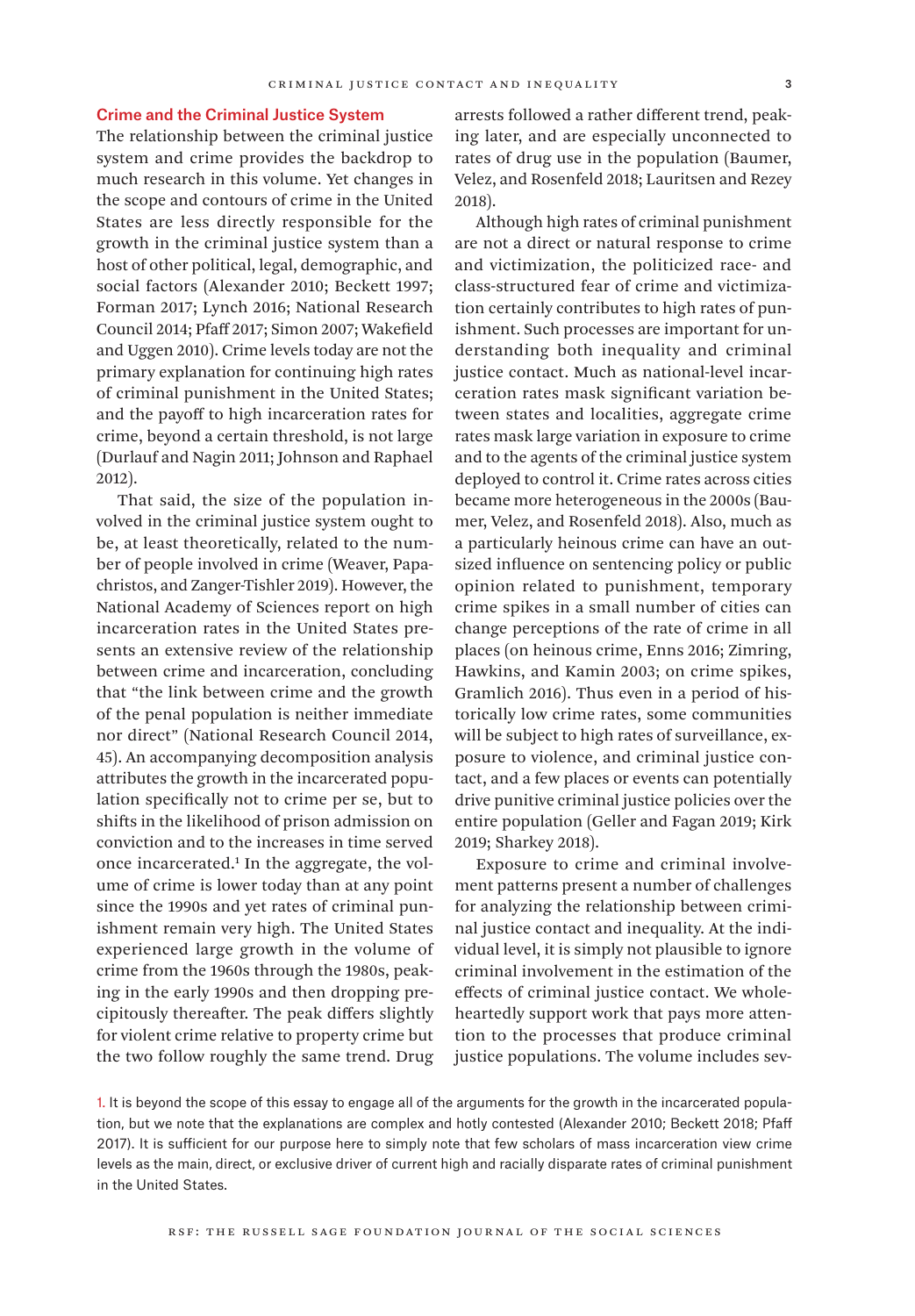## Crime and the Criminal Justice System

The relationship between the criminal justice system and crime provides the backdrop to much research in this volume. Yet changes in the scope and contours of crime in the United States are less directly responsible for the growth in the criminal justice system than a host of other political, legal, demographic, and social factors (Alexander 2010; Beckett 1997; Forman 2017; Lynch 2016; National Research Council 2014; Pfaff 2017; Simon 2007; Wakefield and Uggen 2010). Crime levels today are not the primary explanation for continuing high rates of criminal punishment in the United States; and the payoff to high incarceration rates for crime, beyond a certain threshold, is not large (Durlauf and Nagin 2011; Johnson and Raphael 2012).

That said, the size of the population involved in the criminal justice system ought to be, at least theoretically, related to the number of people involved in crime (Weaver, Papachristos, and Zanger-Tishler 2019). However, the National Academy of Sciences report on high incarceration rates in the United States presents an extensive review of the relationship between crime and incarceration, concluding that "the link between crime and the growth of the penal population is neither immediate nor direct" (National Research Council 2014, 45). An accompanying decomposition analysis attributes the growth in the incarcerated population specifically not to crime per se, but to shifts in the likelihood of prison admission on conviction and to the increases in time served once incarcerated.[1] In the aggregate, the volume of crime is lower today than at any point since the 1990s and yet rates of criminal punishment remain very high. The United States experienced large growth in the volume of crime from the 1960s through the 1980s, peaking in the early 1990s and then dropping precipitously thereafter. The peak differs slightly for violent crime relative to property crime but the two follow roughly the same trend. Drug arrests followed a rather different trend, peaking later, and are especially unconnected to rates of drug use in the population (Baumer, Velez, and Rosenfeld 2018; Lauritsen and Rezey 2018).

Although high rates of criminal punishment are not a direct or natural response to crime and victimization, the politicized race- and class-structured fear of crime and victimization certainly contributes to high rates of punishment. Such processes are important for understanding both inequality and criminal justice contact. Much as national-level incarceration rates mask significant variation between states and localities, aggregate crime rates mask large variation in exposure to crime and to the agents of the criminal justice system deployed to control it. Crime rates across cities became more heterogeneous in the 2000s (Baumer, Velez, and Rosenfeld 2018). Also, much as a particularly heinous crime can have an outsized influence on sentencing policy or public opinion related to punishment, temporary crime spikes in a small number of cities can change perceptions of the rate of crime in all places (on heinous crime, Enns 2016; Zimring, Hawkins, and Kamin 2003; on crime spikes, Gramlich 2016). Thus even in a period of historically low crime rates, some communities will be subject to high rates of surveillance, exposure to violence, and criminal justice contact, and a few places or events can potentially drive punitive criminal justice policies over the entire population (Geller and Fagan 2019; Kirk 2019; Sharkey 2018).

Exposure to crime and criminal involvement patterns present a number of challenges for analyzing the relationship between criminal justice contact and inequality. At the individual level, it is simply not plausible to ignore criminal involvement in the estimation of the effects of criminal justice contact. We wholeheartedly support work that pays more attention to the processes that produce criminal justice populations. The volume includes sev-

1. It is beyond the scope of this essay to engage all of the arguments for the growth in the incarcerated population, but we note that the explanations are complex and hotly contested (Alexander 2010; Beckett 2018; Pfaff 2017). It is sufficient for our purpose here to simply note that few scholars of mass incarceration view crime levels as the main, direct, or exclusive driver of current high and racially disparate rates of criminal punishment in the United States.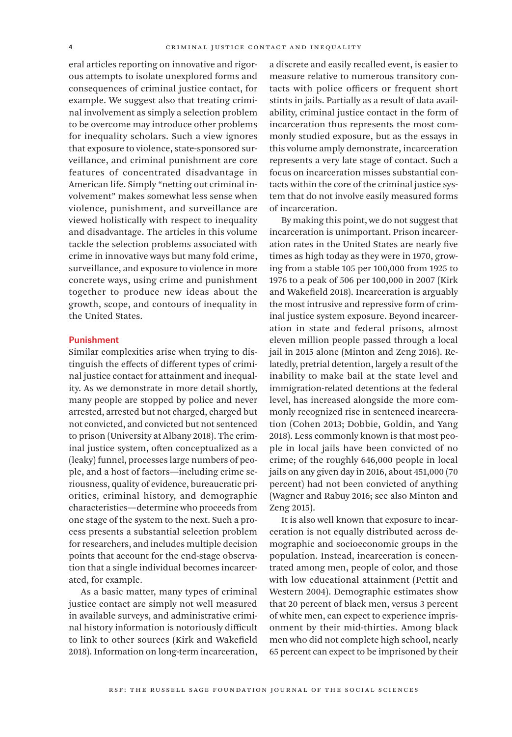eral articles reporting on innovative and rigorous attempts to isolate unexplored forms and consequences of criminal justice contact, for example. We suggest also that treating criminal involvement as simply a selection problem to be overcome may introduce other problems for inequality scholars. Such a view ignores that exposure to violence, state-sponsored surveillance, and criminal punishment are core features of concentrated disadvantage in American life. Simply "netting out criminal involvement" makes somewhat less sense when violence, punishment, and surveillance are viewed holistically with respect to inequality and disadvantage. The articles in this volume tackle the selection problems associated with crime in innovative ways but many fold crime, surveillance, and exposure to violence in more concrete ways, using crime and punishment together to produce new ideas about the growth, scope, and contours of inequality in the United States.

## Punishment

Similar complexities arise when trying to distinguish the effects of different types of criminal justice contact for attainment and inequality. As we demonstrate in more detail shortly, many people are stopped by police and never arrested, arrested but not charged, charged but not convicted, and convicted but not sentenced to prison (University at Albany 2018). The criminal justice system, often conceptualized as a (leaky) funnel, processes large numbers of people, and a host of factors—including crime seriousness, quality of evidence, bureaucratic priorities, criminal history, and demographic characteristics—determine who proceeds from one stage of the system to the next. Such a process presents a substantial selection problem for researchers, and includes multiple decision points that account for the end-stage observation that a single individual becomes incarcerated, for example.

As a basic matter, many types of criminal justice contact are simply not well measured in available surveys, and administrative criminal history information is notoriously difficult to link to other sources (Kirk and Wakefield 2018). Information on long-term incarceration, a discrete and easily recalled event, is easier to measure relative to numerous transitory contacts with police officers or frequent short stints in jails. Partially as a result of data availability, criminal justice contact in the form of incarceration thus represents the most commonly studied exposure, but as the essays in this volume amply demonstrate, incarceration represents a very late stage of contact. Such a focus on incarceration misses substantial contacts within the core of the criminal justice system that do not involve easily measured forms of incarceration.

By making this point, we do not suggest that incarceration is unimportant. Prison incarceration rates in the United States are nearly five times as high today as they were in 1970, growing from a stable 105 per 100,000 from 1925 to 1976 to a peak of 506 per 100,000 in 2007 (Kirk and Wakefield 2018). Incarceration is arguably the most intrusive and repressive form of criminal justice system exposure. Beyond incarceration in state and federal prisons, almost eleven million people passed through a local jail in 2015 alone (Minton and Zeng 2016). Relatedly, pretrial detention, largely a result of the inability to make bail at the state level and immigration-related detentions at the federal level, has increased alongside the more commonly recognized rise in sentenced incarceration (Cohen 2013; Dobbie, Goldin, and Yang 2018). Less commonly known is that most people in local jails have been convicted of no crime; of the roughly 646,000 people in local jails on any given day in 2016, about 451,000 (70 percent) had not been convicted of anything (Wagner and Rabuy 2016; see also Minton and Zeng 2015).

It is also well known that exposure to incarceration is not equally distributed across demographic and socioeconomic groups in the population. Instead, incarceration is concentrated among men, people of color, and those with low educational attainment (Pettit and Western 2004). Demographic estimates show that 20 percent of black men, versus 3 percent of white men, can expect to experience imprisonment by their mid-thirties. Among black men who did not complete high school, nearly 65 percent can expect to be imprisoned by their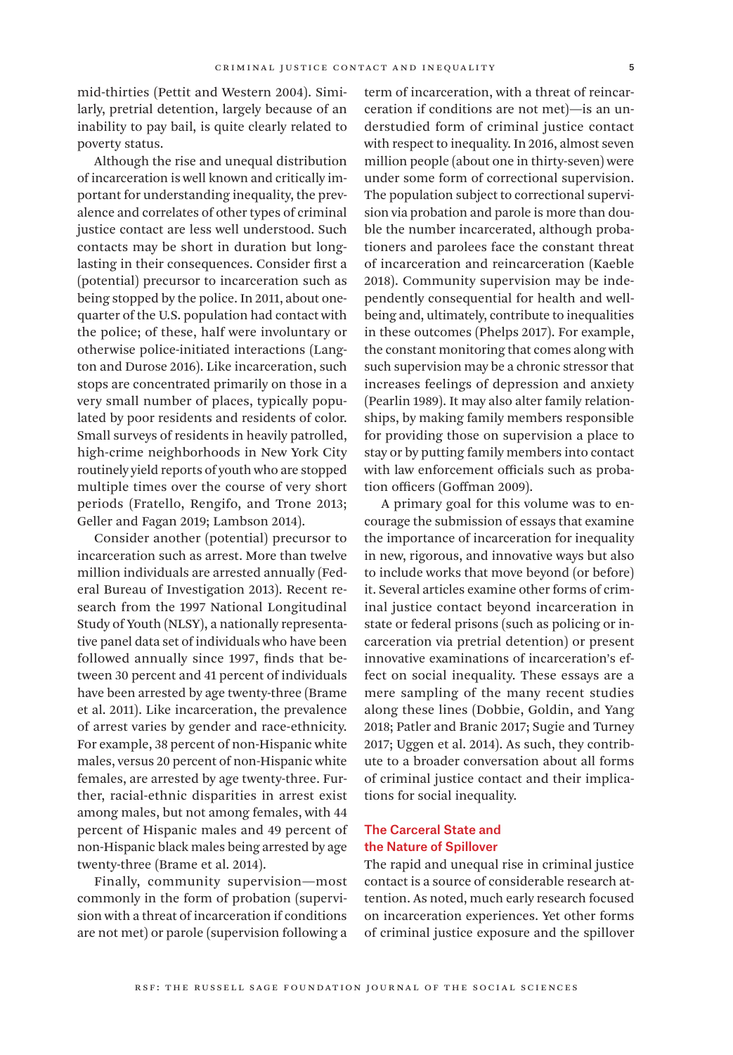mid-thirties (Pettit and Western 2004). Similarly, pretrial detention, largely because of an inability to pay bail, is quite clearly related to poverty status.

Although the rise and unequal distribution of incarceration is well known and critically important for understanding inequality, the prevalence and correlates of other types of criminal justice contact are less well understood. Such contacts may be short in duration but long-lasting in their consequences. Consider first a (potential) precursor to incarceration such as being stopped by the police. In 2011, about one-quarter of the U.S. population had contact with the police; of these, half were involuntary or otherwise police-initiated interactions (Langton and Durose 2016). Like incarceration, such stops are concentrated primarily on those in a very small number of places, typically populated by poor residents and residents of color. Small surveys of residents in heavily patrolled, high-crime neighborhoods in New York City routinely yield reports of youth who are stopped multiple times over the course of very short periods (Fratello, Rengifo, and Trone 2013; Geller and Fagan 2019; Lambson 2014).

Consider another (potential) precursor to incarceration such as arrest. More than twelve million individuals are arrested annually (Federal Bureau of Investigation 2013). Recent research from the 1997 National Longitudinal Study of Youth (NLSY), a nationally representative panel data set of individuals who have been followed annually since 1997, finds that between 30 percent and 41 percent of individuals have been arrested by age twenty-three (Brame et al. 2011). Like incarceration, the prevalence of arrest varies by gender and race-ethnicity. For example, 38 percent of non-Hispanic white males, versus 20 percent of non-Hispanic white females, are arrested by age twenty-three. Further, racial-ethnic disparities in arrest exist among males, but not among females, with 44 percent of Hispanic males and 49 percent of non-Hispanic black males being arrested by age twenty-three (Brame et al. 2014).

Finally, community supervision—most commonly in the form of probation (supervision with a threat of incarceration if conditions are not met) or parole (supervision following a term of incarceration, with a threat of reincarceration if conditions are not met)—is an understudied form of criminal justice contact with respect to inequality. In 2016, almost seven million people (about one in thirty-seven) were under some form of correctional supervision. The population subject to correctional supervision via probation and parole is more than double the number incarcerated, although probationers and parolees face the constant threat of incarceration and reincarceration (Kaeble 2018). Community supervision may be independently consequential for health and well-being and, ultimately, contribute to inequalities in these outcomes (Phelps 2017). For example, the constant monitoring that comes along with such supervision may be a chronic stressor that increases feelings of depression and anxiety (Pearlin 1989). It may also alter family relationships, by making family members responsible for providing those on supervision a place to stay or by putting family members into contact with law enforcement officials such as probation officers (Goffman 2009).

A primary goal for this volume was to encourage the submission of essays that examine the importance of incarceration for inequality in new, rigorous, and innovative ways but also to include works that move beyond (or before) it. Several articles examine other forms of criminal justice contact beyond incarceration in state or federal prisons (such as policing or incarceration via pretrial detention) or present innovative examinations of incarceration's effect on social inequality. These essays are a mere sampling of the many recent studies along these lines (Dobbie, Goldin, and Yang 2018; Patler and Branic 2017; Sugie and Turney 2017; Uggen et al. 2014). As such, they contribute to a broader conversation about all forms of criminal justice contact and their implications for social inequality.

## The Carceral State and the Nature of Spillover

The rapid and unequal rise in criminal justice contact is a source of considerable research attention. As noted, much early research focused on incarceration experiences. Yet other forms of criminal justice exposure and the spillover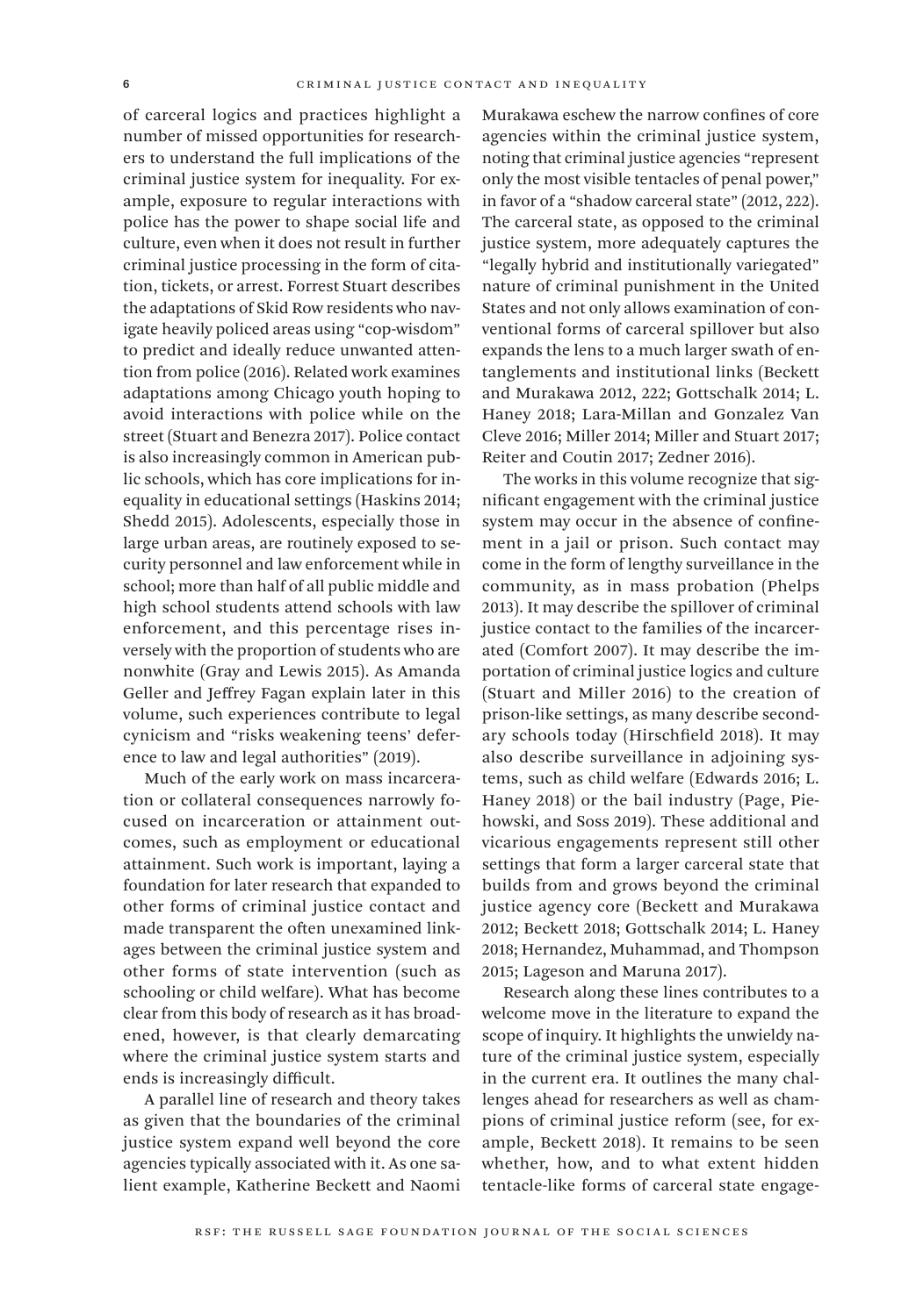of carceral logics and practices highlight a number of missed opportunities for researchers to understand the full implications of the criminal justice system for inequality. For example, exposure to regular interactions with police has the power to shape social life and culture, even when it does not result in further criminal justice processing in the form of citation, tickets, or arrest. Forrest Stuart describes the adaptations of Skid Row residents who navigate heavily policed areas using "cop-wisdom" to predict and ideally reduce unwanted attention from police (2016). Related work examines adaptations among Chicago youth hoping to avoid interactions with police while on the street (Stuart and Benezra 2017). Police contact is also increasingly common in American public schools, which has core implications for inequality in educational settings (Haskins 2014; Shedd 2015). Adolescents, especially those in large urban areas, are routinely exposed to security personnel and law enforcement while in school; more than half of all public middle and high school students attend schools with law enforcement, and this percentage rises inversely with the proportion of students who are nonwhite (Gray and Lewis 2015). As Amanda Geller and Jeffrey Fagan explain later in this volume, such experiences contribute to legal cynicism and "risks weakening teens' deference to law and legal authorities" (2019).

Much of the early work on mass incarceration or collateral consequences narrowly focused on incarceration or attainment outcomes, such as employment or educational attainment. Such work is important, laying a foundation for later research that expanded to other forms of criminal justice contact and made transparent the often unexamined linkages between the criminal justice system and other forms of state intervention (such as schooling or child welfare). What has become clear from this body of research as it has broadened, however, is that clearly demarcating where the criminal justice system starts and ends is increasingly difficult.

A parallel line of research and theory takes as given that the boundaries of the criminal justice system expand well beyond the core agencies typically associated with it. As one salient example, Katherine Beckett and Naomi Murakawa eschew the narrow confines of core agencies within the criminal justice system, noting that criminal justice agencies "represent only the most visible tentacles of penal power," in favor of a "shadow carceral state" (2012, 222). The carceral state, as opposed to the criminal justice system, more adequately captures the "legally hybrid and institutionally variegated" nature of criminal punishment in the United States and not only allows examination of conventional forms of carceral spillover but also expands the lens to a much larger swath of entanglements and institutional links (Beckett and Murakawa 2012, 222; Gottschalk 2014; L. Haney 2018; Lara-Millan and Gonzalez Van Cleve 2016; Miller 2014; Miller and Stuart 2017; Reiter and Coutin 2017; Zedner 2016).

The works in this volume recognize that significant engagement with the criminal justice system may occur in the absence of confinement in a jail or prison. Such contact may come in the form of lengthy surveillance in the community, as in mass probation (Phelps 2013). It may describe the spillover of criminal justice contact to the families of the incarcerated (Comfort 2007). It may describe the importation of criminal justice logics and culture (Stuart and Miller 2016) to the creation of prison-like settings, as many describe secondary schools today (Hirschfield 2018). It may also describe surveillance in adjoining systems, such as child welfare (Edwards 2016; L. Haney 2018) or the bail industry (Page, Piehowski, and Soss 2019). These additional and vicarious engagements represent still other settings that form a larger carceral state that builds from and grows beyond the criminal justice agency core (Beckett and Murakawa 2012; Beckett 2018; Gottschalk 2014; L. Haney 2018; Hernandez, Muhammad, and Thompson 2015; Lageson and Maruna 2017).

Research along these lines contributes to a welcome move in the literature to expand the scope of inquiry. It highlights the unwieldy nature of the criminal justice system, especially in the current era. It outlines the many challenges ahead for researchers as well as champions of criminal justice reform (see, for example, Beckett 2018). It remains to be seen whether, how, and to what extent hidden tentacle-like forms of carceral state engage-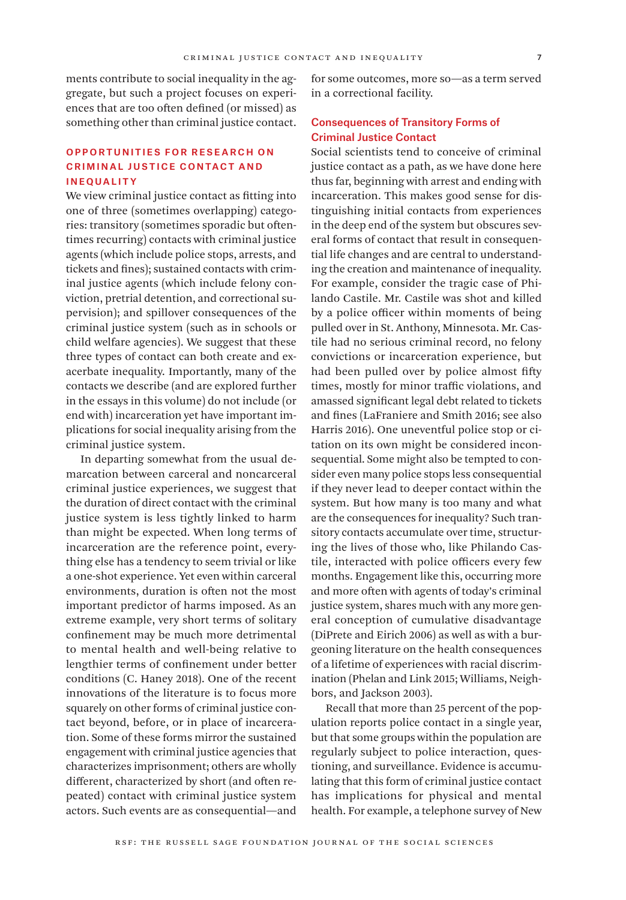ments contribute to social inequality in the aggregate, but such a project focuses on experiences that are too often defined (or missed) as something other than criminal justice contact.

## OPPORTUNITIES FOR RESEARCH ON CRIMINAL JUSTICE CONTACT AND INEQUALITY

We view criminal justice contact as fitting into one of three (sometimes overlapping) categories: transitory (sometimes sporadic but oftentimes recurring) contacts with criminal justice agents (which include police stops, arrests, and tickets and fines); sustained contacts with criminal justice agents (which include felony conviction, pretrial detention, and correctional supervision); and spillover consequences of the criminal justice system (such as in schools or child welfare agencies). We suggest that these three types of contact can both create and exacerbate inequality. Importantly, many of the contacts we describe (and are explored further in the essays in this volume) do not include (or end with) incarceration yet have important implications for social inequality arising from the criminal justice system.

In departing somewhat from the usual demarcation between carceral and noncarceral criminal justice experiences, we suggest that the duration of direct contact with the criminal justice system is less tightly linked to harm than might be expected. When long terms of incarceration are the reference point, everything else has a tendency to seem trivial or like a one-shot experience. Yet even within carceral environments, duration is often not the most important predictor of harms imposed. As an extreme example, very short terms of solitary confinement may be much more detrimental to mental health and well-being relative to lengthier terms of confinement under better conditions (C. Haney 2018). One of the recent innovations of the literature is to focus more squarely on other forms of criminal justice contact beyond, before, or in place of incarceration. Some of these forms mirror the sustained engagement with criminal justice agencies that characterizes imprisonment; others are wholly different, characterized by short (and often repeated) contact with criminal justice system actors. Such events are as consequential—and for some outcomes, more so—as a term served in a correctional facility.

### Consequences of Transitory Forms of Criminal Justice Contact

Social scientists tend to conceive of criminal justice contact as a path, as we have done here thus far, beginning with arrest and ending with incarceration. This makes good sense for distinguishing initial contacts from experiences in the deep end of the system but obscures several forms of contact that result in consequential life changes and are central to understanding the creation and maintenance of inequality. For example, consider the tragic case of Philando Castile. Mr. Castile was shot and killed by a police officer within moments of being pulled over in St. Anthony, Minnesota. Mr. Castile had no serious criminal record, no felony convictions or incarceration experience, but had been pulled over by police almost fifty times, mostly for minor traffic violations, and amassed significant legal debt related to tickets and fines (LaFraniere and Smith 2016; see also Harris 2016). One uneventful police stop or citation on its own might be considered inconsequential. Some might also be tempted to consider even many police stops less consequential if they never lead to deeper contact within the system. But how many is too many and what are the consequences for inequality? Such transitory contacts accumulate over time, structuring the lives of those who, like Philando Castile, interacted with police officers every few months. Engagement like this, occurring more and more often with agents of today's criminal justice system, shares much with any more general conception of cumulative disadvantage (DiPrete and Eirich 2006) as well as with a burgeoning literature on the health consequences of a lifetime of experiences with racial discrimination (Phelan and Link 2015; Williams, Neighbors, and Jackson 2003).

Recall that more than 25 percent of the population reports police contact in a single year, but that some groups within the population are regularly subject to police interaction, questioning, and surveillance. Evidence is accumulating that this form of criminal justice contact has implications for physical and mental health. For example, a telephone survey of New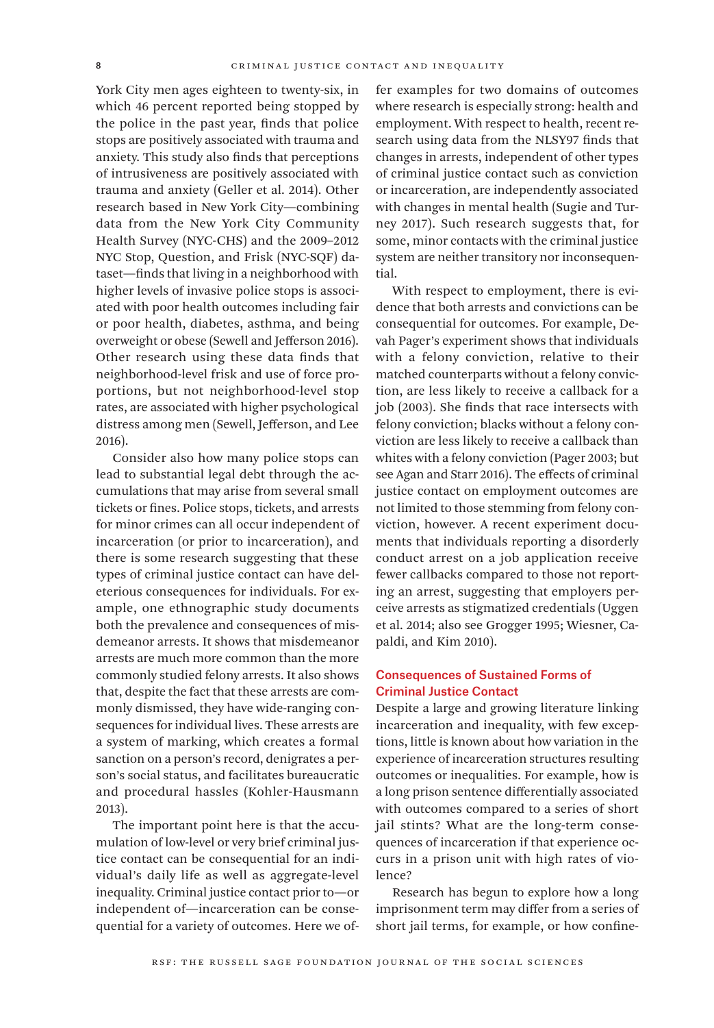York City men ages eighteen to twenty-six, in which 46 percent reported being stopped by the police in the past year, finds that police stops are positively associated with trauma and anxiety. This study also finds that perceptions of intrusiveness are positively associated with trauma and anxiety (Geller et al. 2014). Other research based in New York City—combining data from the New York City Community Health Survey (NYC-CHS) and the 2009–2012 NYC Stop, Question, and Frisk (NYC-SQF) dataset—finds that living in a neighborhood with higher levels of invasive police stops is associated with poor health outcomes including fair or poor health, diabetes, asthma, and being overweight or obese (Sewell and Jefferson 2016). Other research using these data finds that neighborhood-level frisk and use of force proportions, but not neighborhood-level stop rates, are associated with higher psychological distress among men (Sewell, Jefferson, and Lee 2016).

Consider also how many police stops can lead to substantial legal debt through the accumulations that may arise from several small tickets or fines. Police stops, tickets, and arrests for minor crimes can all occur independent of incarceration (or prior to incarceration), and there is some research suggesting that these types of criminal justice contact can have deleterious consequences for individuals. For example, one ethnographic study documents both the prevalence and consequences of misdemeanor arrests. It shows that misdemeanor arrests are much more common than the more commonly studied felony arrests. It also shows that, despite the fact that these arrests are commonly dismissed, they have wide-ranging consequences for individual lives. These arrests are a system of marking, which creates a formal sanction on a person's record, denigrates a person's social status, and facilitates bureaucratic and procedural hassles (Kohler-Hausmann 2013).

The important point here is that the accumulation of low-level or very brief criminal justice contact can be consequential for an individual's daily life as well as aggregate-level inequality. Criminal justice contact prior to—or independent of—incarceration can be consequential for a variety of outcomes. Here we offer examples for two domains of outcomes where research is especially strong: health and employment. With respect to health, recent research using data from the NLSY97 finds that changes in arrests, independent of other types of criminal justice contact such as conviction or incarceration, are independently associated with changes in mental health (Sugie and Turney 2017). Such research suggests that, for some, minor contacts with the criminal justice system are neither transitory nor inconsequential.

With respect to employment, there is evidence that both arrests and convictions can be consequential for outcomes. For example, Devah Pager's experiment shows that individuals with a felony conviction, relative to their matched counterparts without a felony conviction, are less likely to receive a callback for a job (2003). She finds that race intersects with felony conviction; blacks without a felony conviction are less likely to receive a callback than whites with a felony conviction (Pager 2003; but see Agan and Starr 2016). The effects of criminal justice contact on employment outcomes are not limited to those stemming from felony conviction, however. A recent experiment documents that individuals reporting a disorderly conduct arrest on a job application receive fewer callbacks compared to those not reporting an arrest, suggesting that employers perceive arrests as stigmatized credentials (Uggen et al. 2014; also see Grogger 1995; Wiesner, Capaldi, and Kim 2010).

### Consequences of Sustained Forms of Criminal Justice Contact

Despite a large and growing literature linking incarceration and inequality, with few exceptions, little is known about how variation in the experience of incarceration structures resulting outcomes or inequalities. For example, how is a long prison sentence differentially associated with outcomes compared to a series of short jail stints? What are the long-term consequences of incarceration if that experience occurs in a prison unit with high rates of violence?

Research has begun to explore how a long imprisonment term may differ from a series of short jail terms, for example, or how confine-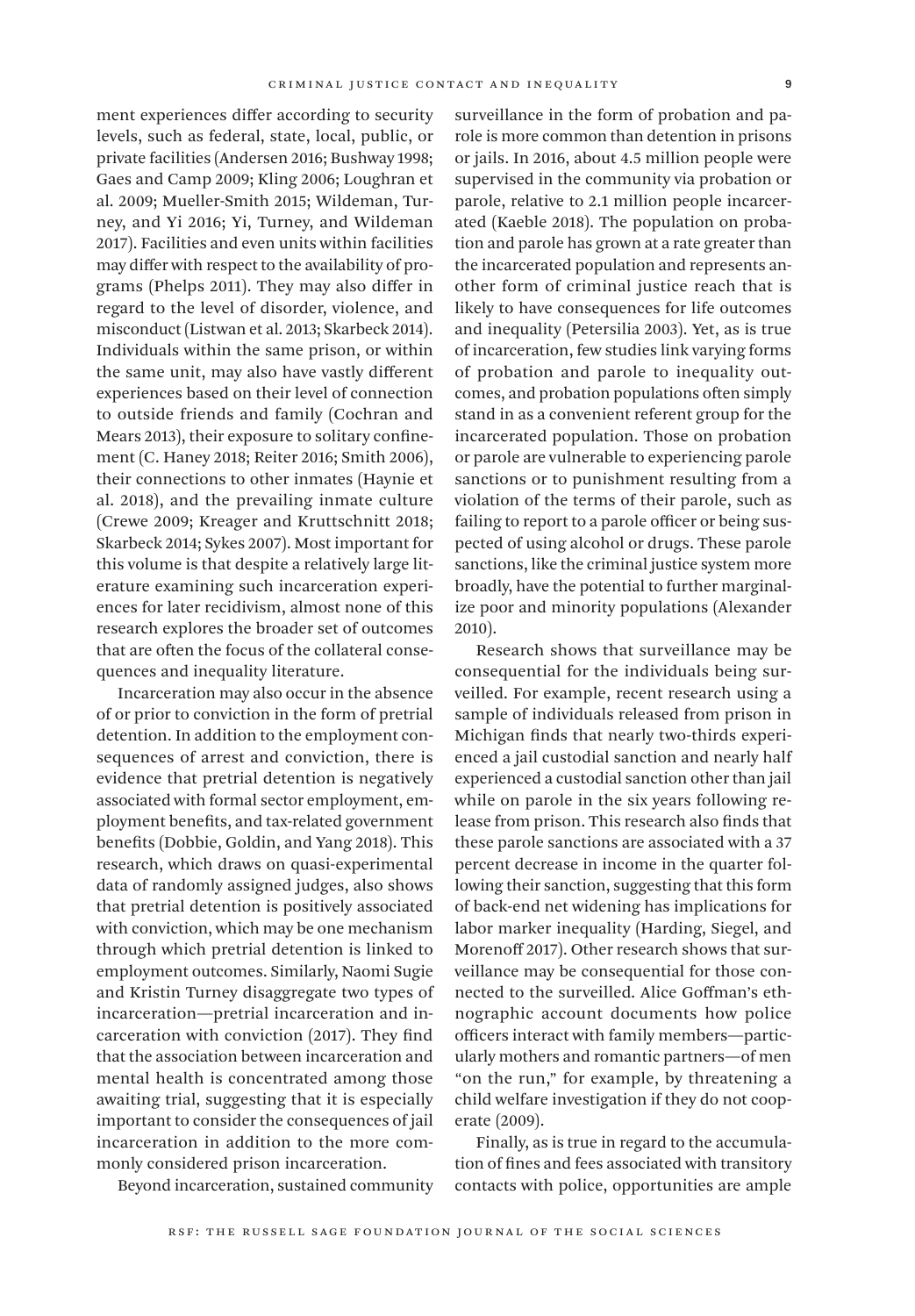ment experiences differ according to security levels, such as federal, state, local, public, or private facilities (Andersen 2016; Bushway 1998; Gaes and Camp 2009; Kling 2006; Loughran et al. 2009; Mueller-Smith 2015; Wildeman, Turney, and Yi 2016; Yi, Turney, and Wildeman 2017). Facilities and even units within facilities may differ with respect to the availability of programs (Phelps 2011). They may also differ in regard to the level of disorder, violence, and misconduct (Listwan et al. 2013; Skarbeck 2014). Individuals within the same prison, or within the same unit, may also have vastly different experiences based on their level of connection to outside friends and family (Cochran and Mears 2013), their exposure to solitary confinement (C. Haney 2018; Reiter 2016; Smith 2006), their connections to other inmates (Haynie et al. 2018), and the prevailing inmate culture (Crewe 2009; Kreager and Kruttschnitt 2018; Skarbeck 2014; Sykes 2007). Most important for this volume is that despite a relatively large literature examining such incarceration experiences for later recidivism, almost none of this research explores the broader set of outcomes that are often the focus of the collateral consequences and inequality literature.

Incarceration may also occur in the absence of or prior to conviction in the form of pretrial detention. In addition to the employment consequences of arrest and conviction, there is evidence that pretrial detention is negatively associated with formal sector employment, employment benefits, and tax-related government benefits (Dobbie, Goldin, and Yang 2018). This research, which draws on quasi-experimental data of randomly assigned judges, also shows that pretrial detention is positively associated with conviction, which may be one mechanism through which pretrial detention is linked to employment outcomes. Similarly, Naomi Sugie and Kristin Turney disaggregate two types of incarceration—pretrial incarceration and incarceration with conviction (2017). They find that the association between incarceration and mental health is concentrated among those awaiting trial, suggesting that it is especially important to consider the consequences of jail incarceration in addition to the more commonly considered prison incarceration.

Beyond incarceration, sustained community surveillance in the form of probation and parole is more common than detention in prisons or jails. In 2016, about 4.5 million people were supervised in the community via probation or parole, relative to 2.1 million people incarcerated (Kaeble 2018). The population on probation and parole has grown at a rate greater than the incarcerated population and represents another form of criminal justice reach that is likely to have consequences for life outcomes and inequality (Petersilia 2003). Yet, as is true of incarceration, few studies link varying forms of probation and parole to inequality outcomes, and probation populations often simply stand in as a convenient referent group for the incarcerated population. Those on probation or parole are vulnerable to experiencing parole sanctions or to punishment resulting from a violation of the terms of their parole, such as failing to report to a parole officer or being suspected of using alcohol or drugs. These parole sanctions, like the criminal justice system more broadly, have the potential to further marginalize poor and minority populations (Alexander 2010).

Research shows that surveillance may be consequential for the individuals being surveilled. For example, recent research using a sample of individuals released from prison in Michigan finds that nearly two-thirds experienced a jail custodial sanction and nearly half experienced a custodial sanction other than jail while on parole in the six years following release from prison. This research also finds that these parole sanctions are associated with a 37 percent decrease in income in the quarter following their sanction, suggesting that this form of back-end net widening has implications for labor marker inequality (Harding, Siegel, and Morenoff 2017). Other research shows that surveillance may be consequential for those connected to the surveilled. Alice Goffman's ethnographic account documents how police officers interact with family members—particularly mothers and romantic partners—of men "on the run," for example, by threatening a child welfare investigation if they do not cooperate (2009).

Finally, as is true in regard to the accumulation of fines and fees associated with transitory contacts with police, opportunities are ample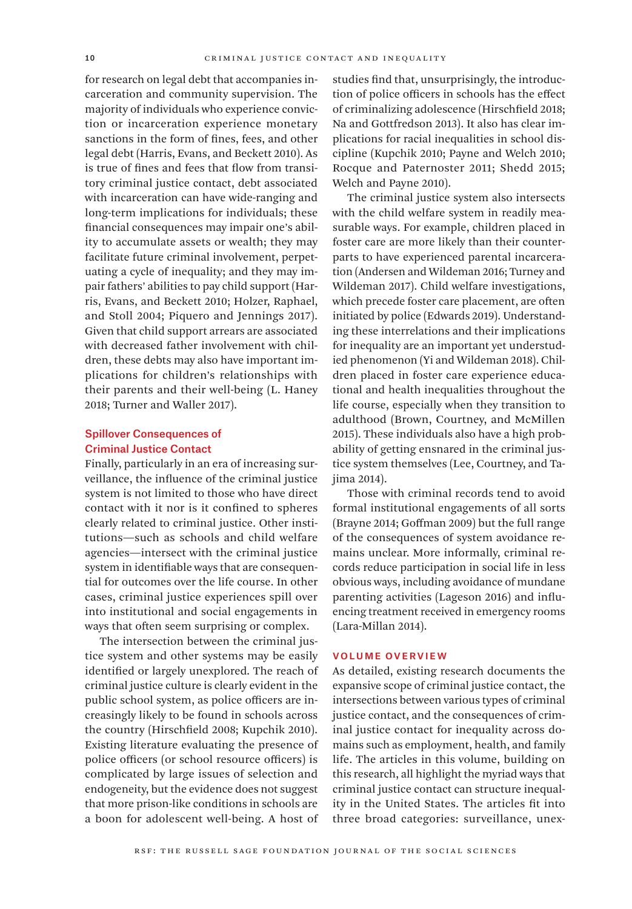for research on legal debt that accompanies incarceration and community supervision. The majority of individuals who experience conviction or incarceration experience monetary sanctions in the form of fines, fees, and other legal debt (Harris, Evans, and Beckett 2010). As is true of fines and fees that flow from transitory criminal justice contact, debt associated with incarceration can have wide-ranging and long-term implications for individuals; these financial consequences may impair one's ability to accumulate assets or wealth; they may facilitate future criminal involvement, perpetuating a cycle of inequality; and they may impair fathers' abilities to pay child support (Harris, Evans, and Beckett 2010; Holzer, Raphael, and Stoll 2004; Piquero and Jennings 2017). Given that child support arrears are associated with decreased father involvement with children, these debts may also have important implications for children's relationships with their parents and their well-being (L. Haney 2018; Turner and Waller 2017).

### Spillover Consequences of Criminal Justice Contact

Finally, particularly in an era of increasing surveillance, the influence of the criminal justice system is not limited to those who have direct contact with it nor is it confined to spheres clearly related to criminal justice. Other institutions—such as schools and child welfare agencies—intersect with the criminal justice system in identifiable ways that are consequential for outcomes over the life course. In other cases, criminal justice experiences spill over into institutional and social engagements in ways that often seem surprising or complex.

The intersection between the criminal justice system and other systems may be easily identified or largely unexplored. The reach of criminal justice culture is clearly evident in the public school system, as police officers are increasingly likely to be found in schools across the country (Hirschfield 2008; Kupchik 2010). Existing literature evaluating the presence of police officers (or school resource officers) is complicated by large issues of selection and endogeneity, but the evidence does not suggest that more prison-like conditions in schools are a boon for adolescent well-being. A host of studies find that, unsurprisingly, the introduction of police officers in schools has the effect of criminalizing adolescence (Hirschfield 2018; Na and Gottfredson 2013). It also has clear implications for racial inequalities in school discipline (Kupchik 2010; Payne and Welch 2010; Rocque and Paternoster 2011; Shedd 2015; Welch and Payne 2010).

The criminal justice system also intersects with the child welfare system in readily measurable ways. For example, children placed in foster care are more likely than their counterparts to have experienced parental incarceration (Andersen and Wildeman 2016; Turney and Wildeman 2017). Child welfare investigations, which precede foster care placement, are often initiated by police (Edwards 2019). Understanding these interrelations and their implications for inequality are an important yet understudied phenomenon (Yi and Wildeman 2018). Children placed in foster care experience educational and health inequalities throughout the life course, especially when they transition to adulthood (Brown, Courtney, and McMillen 2015). These individuals also have a high probability of getting ensnared in the criminal justice system themselves (Lee, Courtney, and Tajima 2014).

Those with criminal records tend to avoid formal institutional engagements of all sorts (Brayne 2014; Goffman 2009) but the full range of the consequences of system avoidance remains unclear. More informally, criminal records reduce participation in social life in less obvious ways, including avoidance of mundane parenting activities (Lageson 2016) and influencing treatment received in emergency rooms (Lara-Millan 2014).

## VOLUME OVERVIEW

As detailed, existing research documents the expansive scope of criminal justice contact, the intersections between various types of criminal justice contact, and the consequences of criminal justice contact for inequality across domains such as employment, health, and family life. The articles in this volume, building on this research, all highlight the myriad ways that criminal justice contact can structure inequality in the United States. The articles fit into three broad categories: surveillance, unex-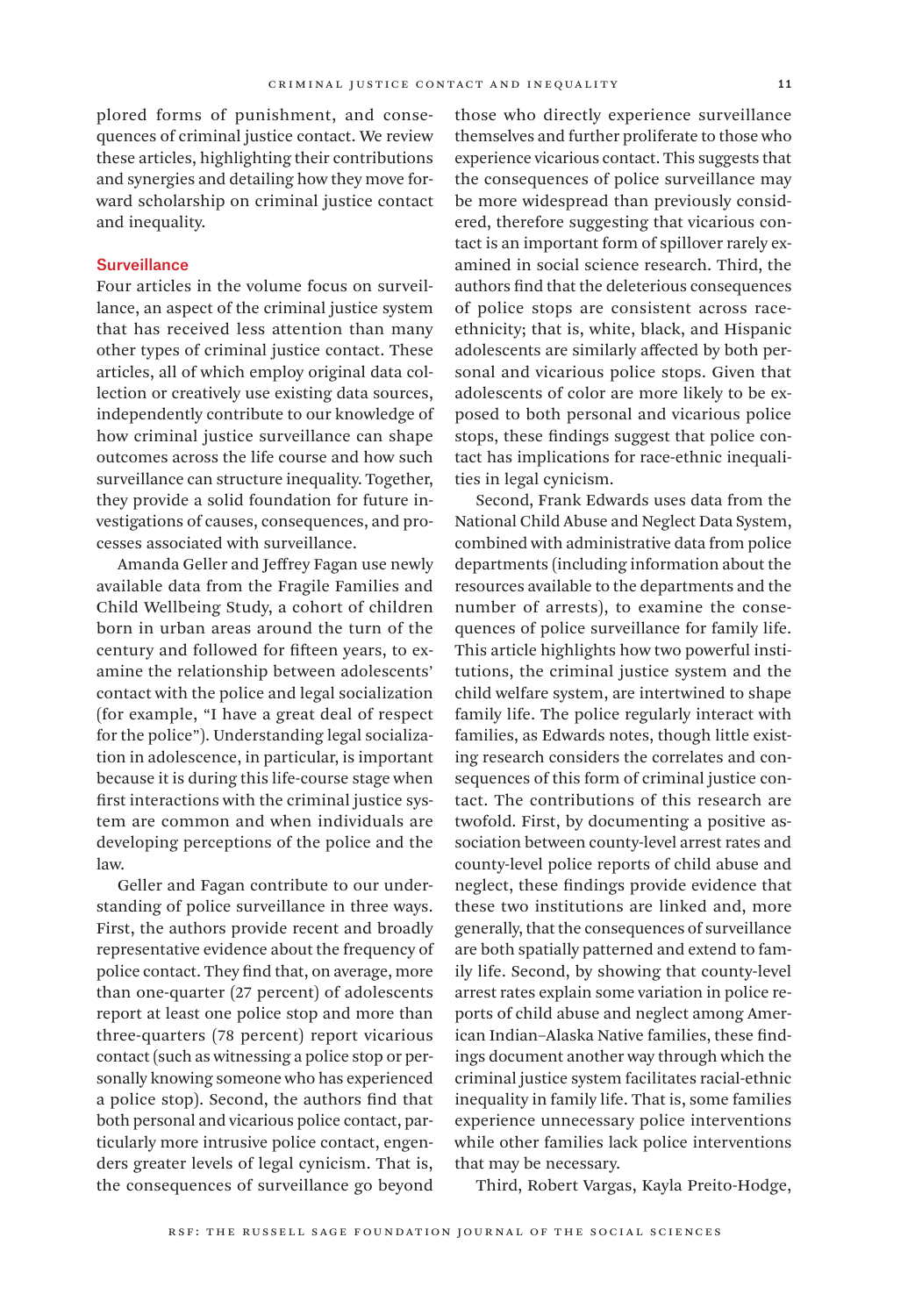plored forms of punishment, and consequences of criminal justice contact. We review these articles, highlighting their contributions and synergies and detailing how they move forward scholarship on criminal justice contact and inequality.

### Surveillance

Four articles in the volume focus on surveillance, an aspect of the criminal justice system that has received less attention than many other types of criminal justice contact. These articles, all of which employ original data collection or creatively use existing data sources, independently contribute to our knowledge of how criminal justice surveillance can shape outcomes across the life course and how such surveillance can structure inequality. Together, they provide a solid foundation for future investigations of causes, consequences, and processes associated with surveillance.

Amanda Geller and Jeffrey Fagan use newly available data from the Fragile Families and Child Wellbeing Study, a cohort of children born in urban areas around the turn of the century and followed for fifteen years, to examine the relationship between adolescents' contact with the police and legal socialization (for example, "I have a great deal of respect for the police"). Understanding legal socialization in adolescence, in particular, is important because it is during this life-course stage when first interactions with the criminal justice system are common and when individuals are developing perceptions of the police and the law.

Geller and Fagan contribute to our understanding of police surveillance in three ways. First, the authors provide recent and broadly representative evidence about the frequency of police contact. They find that, on average, more than one-quarter (27 percent) of adolescents report at least one police stop and more than three-quarters (78 percent) report vicarious contact (such as witnessing a police stop or personally knowing someone who has experienced a police stop). Second, the authors find that both personal and vicarious police contact, particularly more intrusive police contact, engenders greater levels of legal cynicism. That is, the consequences of surveillance go beyond those who directly experience surveillance themselves and further proliferate to those who experience vicarious contact. This suggests that the consequences of police surveillance may be more widespread than previously considered, therefore suggesting that vicarious contact is an important form of spillover rarely examined in social science research. Third, the authors find that the deleterious consequences of police stops are consistent across race-ethnicity; that is, white, black, and Hispanic adolescents are similarly affected by both personal and vicarious police stops. Given that adolescents of color are more likely to be exposed to both personal and vicarious police stops, these findings suggest that police contact has implications for race-ethnic inequalities in legal cynicism.

Second, Frank Edwards uses data from the National Child Abuse and Neglect Data System, combined with administrative data from police departments (including information about the resources available to the departments and the number of arrests), to examine the consequences of police surveillance for family life. This article highlights how two powerful institutions, the criminal justice system and the child welfare system, are intertwined to shape family life. The police regularly interact with families, as Edwards notes, though little existing research considers the correlates and consequences of this form of criminal justice contact. The contributions of this research are twofold. First, by documenting a positive association between county-level arrest rates and county-level police reports of child abuse and neglect, these findings provide evidence that these two institutions are linked and, more generally, that the consequences of surveillance are both spatially patterned and extend to family life. Second, by showing that county-level arrest rates explain some variation in police reports of child abuse and neglect among American Indian–Alaska Native families, these findings document another way through which the criminal justice system facilitates racial-ethnic inequality in family life. That is, some families experience unnecessary police interventions while other families lack police interventions that may be necessary.

Third, Robert Vargas, Kayla Preito-Hodge,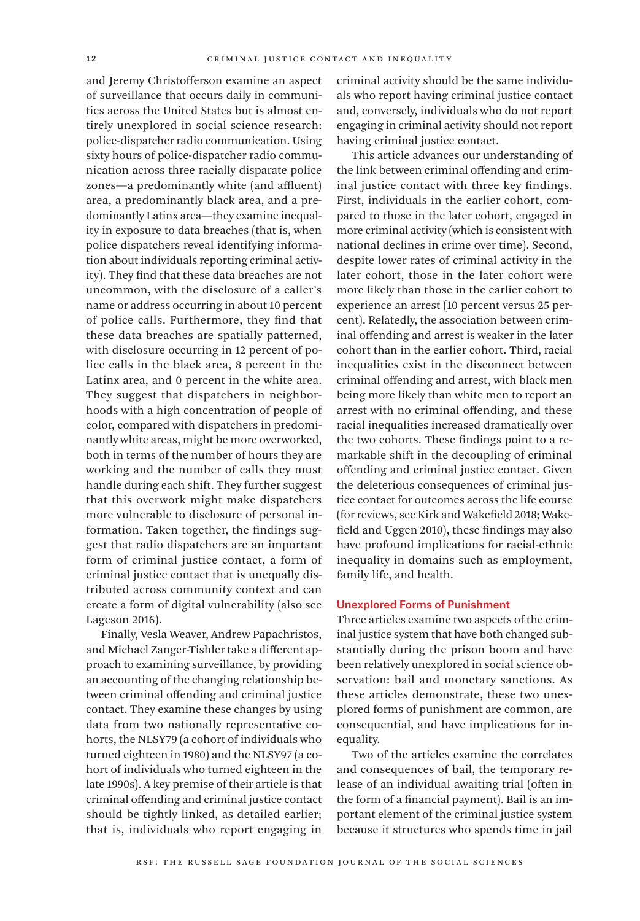and Jeremy Christofferson examine an aspect of surveillance that occurs daily in communities across the United States but is almost entirely unexplored in social science research: police-dispatcher radio communication. Using sixty hours of police-dispatcher radio communication across three racially disparate police zones—a predominantly white (and affluent) area, a predominantly black area, and a predominantly Latinx area—they examine inequality in exposure to data breaches (that is, when police dispatchers reveal identifying information about individuals reporting criminal activity). They find that these data breaches are not uncommon, with the disclosure of a caller's name or address occurring in about 10 percent of police calls. Furthermore, they find that these data breaches are spatially patterned, with disclosure occurring in 12 percent of police calls in the black area, 8 percent in the Latinx area, and 0 percent in the white area. They suggest that dispatchers in neighborhoods with a high concentration of people of color, compared with dispatchers in predominantly white areas, might be more overworked, both in terms of the number of hours they are working and the number of calls they must handle during each shift. They further suggest that this overwork might make dispatchers more vulnerable to disclosure of personal information. Taken together, the findings suggest that radio dispatchers are an important form of criminal justice contact, a form of criminal justice contact that is unequally distributed across community context and can create a form of digital vulnerability (also see Lageson 2016).

Finally, Vesla Weaver, Andrew Papachristos, and Michael Zanger-Tishler take a different approach to examining surveillance, by providing an accounting of the changing relationship between criminal offending and criminal justice contact. They examine these changes by using data from two nationally representative cohorts, the NLSY79 (a cohort of individuals who turned eighteen in 1980) and the NLSY97 (a cohort of individuals who turned eighteen in the late 1990s). A key premise of their article is that criminal offending and criminal justice contact should be tightly linked, as detailed earlier; that is, individuals who report engaging in criminal activity should be the same individuals who report having criminal justice contact and, conversely, individuals who do not report engaging in criminal activity should not report having criminal justice contact.

This article advances our understanding of the link between criminal offending and criminal justice contact with three key findings. First, individuals in the earlier cohort, compared to those in the later cohort, engaged in more criminal activity (which is consistent with national declines in crime over time). Second, despite lower rates of criminal activity in the later cohort, those in the later cohort were more likely than those in the earlier cohort to experience an arrest (10 percent versus 25 percent). Relatedly, the association between criminal offending and arrest is weaker in the later cohort than in the earlier cohort. Third, racial inequalities exist in the disconnect between criminal offending and arrest, with black men being more likely than white men to report an arrest with no criminal offending, and these racial inequalities increased dramatically over the two cohorts. These findings point to a remarkable shift in the decoupling of criminal offending and criminal justice contact. Given the deleterious consequences of criminal justice contact for outcomes across the life course (for reviews, see Kirk and Wakefield 2018; Wakefield and Uggen 2010), these findings may also have profound implications for racial-ethnic inequality in domains such as employment, family life, and health.

## Unexplored Forms of Punishment

Three articles examine two aspects of the criminal justice system that have both changed substantially during the prison boom and have been relatively unexplored in social science observation: bail and monetary sanctions. As these articles demonstrate, these two unexplored forms of punishment are common, are consequential, and have implications for inequality.

Two of the articles examine the correlates and consequences of bail, the temporary release of an individual awaiting trial (often in the form of a financial payment). Bail is an important element of the criminal justice system because it structures who spends time in jail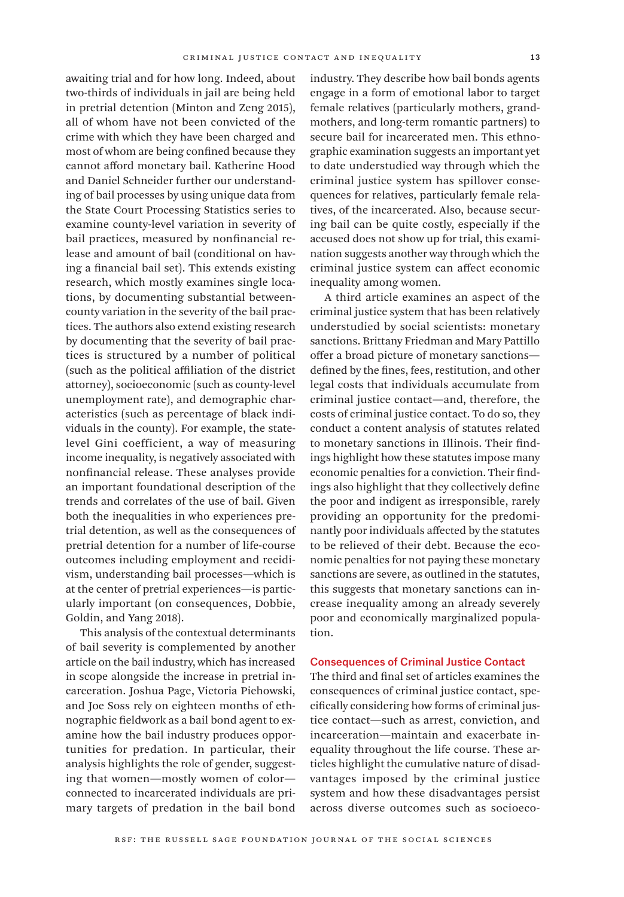awaiting trial and for how long. Indeed, about two-thirds of individuals in jail are being held in pretrial detention (Minton and Zeng 2015), all of whom have not been convicted of the crime with which they have been charged and most of whom are being confined because they cannot afford monetary bail. Katherine Hood and Daniel Schneider further our understanding of bail processes by using unique data from the State Court Processing Statistics series to examine county-level variation in severity of bail practices, measured by nonfinancial release and amount of bail (conditional on having a financial bail set). This extends existing research, which mostly examines single locations, by documenting substantial between-county variation in the severity of the bail practices. The authors also extend existing research by documenting that the severity of bail practices is structured by a number of political (such as the political affiliation of the district attorney), socioeconomic (such as county-level unemployment rate), and demographic characteristics (such as percentage of black individuals in the county). For example, the state-level Gini coefficient, a way of measuring income inequality, is negatively associated with nonfinancial release. These analyses provide an important foundational description of the trends and correlates of the use of bail. Given both the inequalities in who experiences pretrial detention, as well as the consequences of pretrial detention for a number of life-course outcomes including employment and recidivism, understanding bail processes—which is at the center of pretrial experiences—is particularly important (on consequences, Dobbie, Goldin, and Yang 2018).

This analysis of the contextual determinants of bail severity is complemented by another article on the bail industry, which has increased in scope alongside the increase in pretrial incarceration. Joshua Page, Victoria Piehowski, and Joe Soss rely on eighteen months of ethnographic fieldwork as a bail bond agent to examine how the bail industry produces opportunities for predation. In particular, their analysis highlights the role of gender, suggesting that women—mostly women of color—connected to incarcerated individuals are primary targets of predation in the bail bond industry. They describe how bail bonds agents engage in a form of emotional labor to target female relatives (particularly mothers, grandmothers, and long-term romantic partners) to secure bail for incarcerated men. This ethnographic examination suggests an important yet to date understudied way through which the criminal justice system has spillover consequences for relatives, particularly female relatives, of the incarcerated. Also, because securing bail can be quite costly, especially if the accused does not show up for trial, this examination suggests another way through which the criminal justice system can affect economic inequality among women.

A third article examines an aspect of the criminal justice system that has been relatively understudied by social scientists: monetary sanctions. Brittany Friedman and Mary Pattillo offer a broad picture of monetary sanctions—defined by the fines, fees, restitution, and other legal costs that individuals accumulate from criminal justice contact—and, therefore, the costs of criminal justice contact. To do so, they conduct a content analysis of statutes related to monetary sanctions in Illinois. Their findings highlight how these statutes impose many economic penalties for a conviction. Their findings also highlight that they collectively define the poor and indigent as irresponsible, rarely providing an opportunity for the predominantly poor individuals affected by the statutes to be relieved of their debt. Because the economic penalties for not paying these monetary sanctions are severe, as outlined in the statutes, this suggests that monetary sanctions can increase inequality among an already severely poor and economically marginalized population.

## Consequences of Criminal Justice Contact

The third and final set of articles examines the consequences of criminal justice contact, specifically considering how forms of criminal justice contact—such as arrest, conviction, and incarceration—maintain and exacerbate inequality throughout the life course. These articles highlight the cumulative nature of disadvantages imposed by the criminal justice system and how these disadvantages persist across diverse outcomes such as socioeco-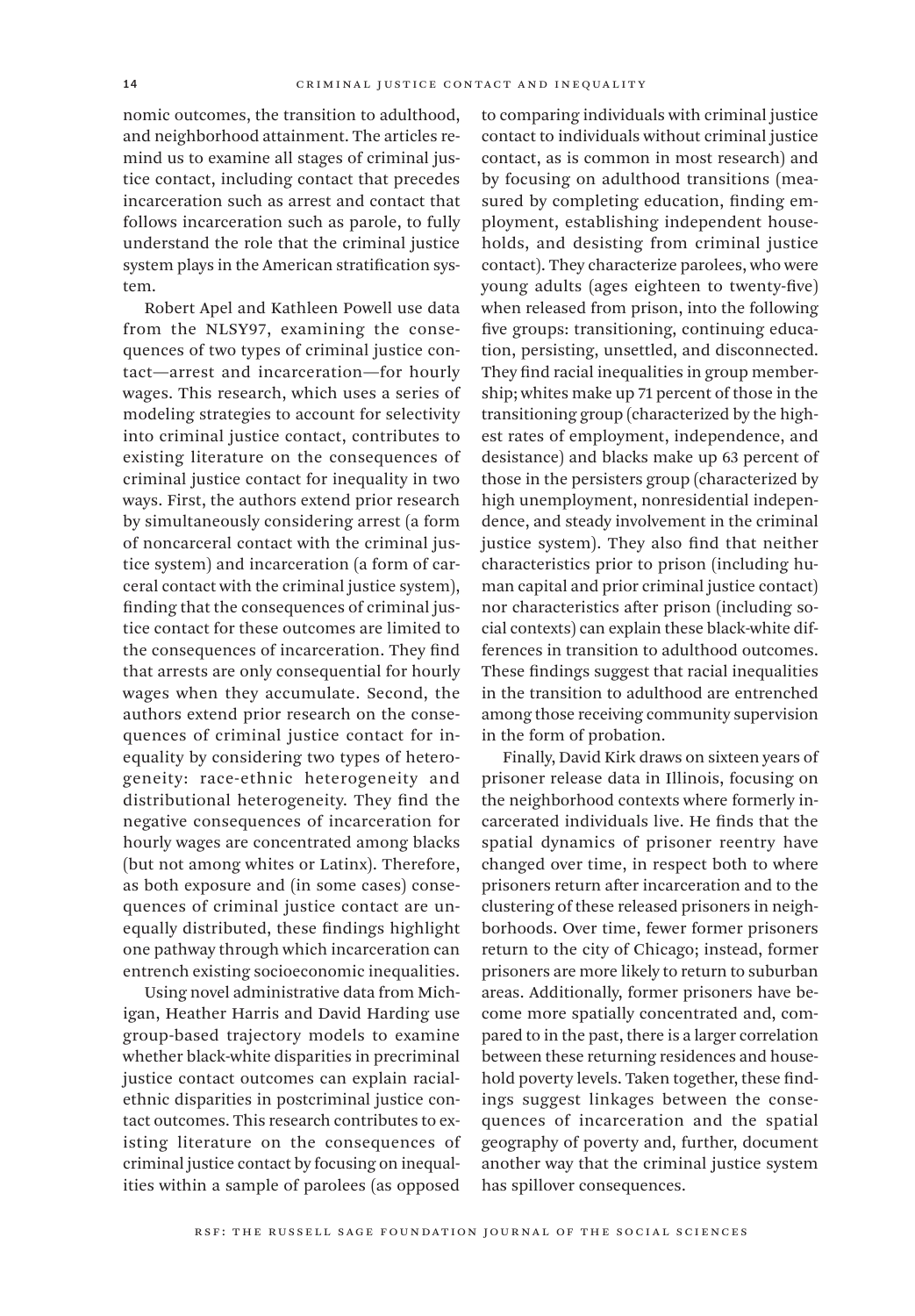nomic outcomes, the transition to adulthood, and neighborhood attainment. The articles remind us to examine all stages of criminal justice contact, including contact that precedes incarceration such as arrest and contact that follows incarceration such as parole, to fully understand the role that the criminal justice system plays in the American stratification system.

Robert Apel and Kathleen Powell use data from the NLSY97, examining the consequences of two types of criminal justice contact—arrest and incarceration—for hourly wages. This research, which uses a series of modeling strategies to account for selectivity into criminal justice contact, contributes to existing literature on the consequences of criminal justice contact for inequality in two ways. First, the authors extend prior research by simultaneously considering arrest (a form of noncarceral contact with the criminal justice system) and incarceration (a form of carceral contact with the criminal justice system), finding that the consequences of criminal justice contact for these outcomes are limited to the consequences of incarceration. They find that arrests are only consequential for hourly wages when they accumulate. Second, the authors extend prior research on the consequences of criminal justice contact for inequality by considering two types of heterogeneity: race-ethnic heterogeneity and distributional heterogeneity. They find the negative consequences of incarceration for hourly wages are concentrated among blacks (but not among whites or Latinx). Therefore, as both exposure and (in some cases) consequences of criminal justice contact are unequally distributed, these findings highlight one pathway through which incarceration can entrench existing socioeconomic inequalities.

Using novel administrative data from Michigan, Heather Harris and David Harding use group-based trajectory models to examine whether black-white disparities in precriminal justice contact outcomes can explain racial-ethnic disparities in postcriminal justice contact outcomes. This research contributes to existing literature on the consequences of criminal justice contact by focusing on inequalities within a sample of parolees (as opposed to comparing individuals with criminal justice contact to individuals without criminal justice contact, as is common in most research) and by focusing on adulthood transitions (measured by completing education, finding employment, establishing independent households, and desisting from criminal justice contact). They characterize parolees, who were young adults (ages eighteen to twenty-five) when released from prison, into the following five groups: transitioning, continuing education, persisting, unsettled, and disconnected. They find racial inequalities in group membership; whites make up 71 percent of those in the transitioning group (characterized by the highest rates of employment, independence, and desistance) and blacks make up 63 percent of those in the persisters group (characterized by high unemployment, nonresidential independence, and steady involvement in the criminal justice system). They also find that neither characteristics prior to prison (including human capital and prior criminal justice contact) nor characteristics after prison (including social contexts) can explain these black-white differences in transition to adulthood outcomes. These findings suggest that racial inequalities in the transition to adulthood are entrenched among those receiving community supervision in the form of probation.

Finally, David Kirk draws on sixteen years of prisoner release data in Illinois, focusing on the neighborhood contexts where formerly incarcerated individuals live. He finds that the spatial dynamics of prisoner reentry have changed over time, in respect both to where prisoners return after incarceration and to the clustering of these released prisoners in neighborhoods. Over time, fewer former prisoners return to the city of Chicago; instead, former prisoners are more likely to return to suburban areas. Additionally, former prisoners have become more spatially concentrated and, compared to in the past, there is a larger correlation between these returning residences and household poverty levels. Taken together, these findings suggest linkages between the consequences of incarceration and the spatial geography of poverty and, further, document another way that the criminal justice system has spillover consequences.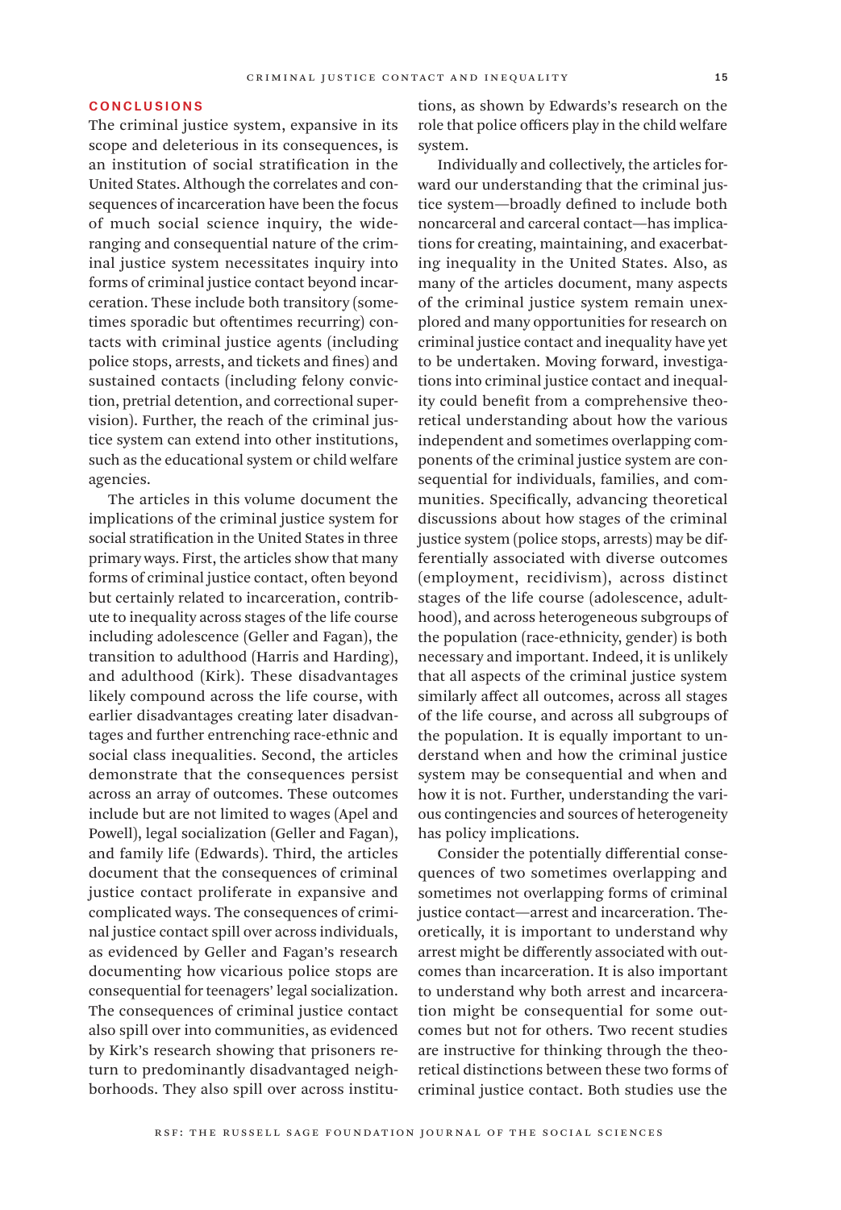## CONCLUSIONS

The criminal justice system, expansive in its scope and deleterious in its consequences, is an institution of social stratification in the United States. Although the correlates and consequences of incarceration have been the focus of much social science inquiry, the wide-ranging and consequential nature of the criminal justice system necessitates inquiry into forms of criminal justice contact beyond incarceration. These include both transitory (sometimes sporadic but oftentimes recurring) contacts with criminal justice agents (including police stops, arrests, and tickets and fines) and sustained contacts (including felony conviction, pretrial detention, and correctional supervision). Further, the reach of the criminal justice system can extend into other institutions, such as the educational system or child welfare agencies.

The articles in this volume document the implications of the criminal justice system for social stratification in the United States in three primary ways. First, the articles show that many forms of criminal justice contact, often beyond but certainly related to incarceration, contribute to inequality across stages of the life course including adolescence (Geller and Fagan), the transition to adulthood (Harris and Harding), and adulthood (Kirk). These disadvantages likely compound across the life course, with earlier disadvantages creating later disadvantages and further entrenching race-ethnic and social class inequalities. Second, the articles demonstrate that the consequences persist across an array of outcomes. These outcomes include but are not limited to wages (Apel and Powell), legal socialization (Geller and Fagan), and family life (Edwards). Third, the articles document that the consequences of criminal justice contact proliferate in expansive and complicated ways. The consequences of criminal justice contact spill over across individuals, as evidenced by Geller and Fagan's research documenting how vicarious police stops are consequential for teenagers' legal socialization. The consequences of criminal justice contact also spill over into communities, as evidenced by Kirk's research showing that prisoners return to predominantly disadvantaged neighborhoods. They also spill over across institutions, as shown by Edwards's research on the role that police officers play in the child welfare system.

Individually and collectively, the articles forward our understanding that the criminal justice system—broadly defined to include both noncarceral and carceral contact—has implications for creating, maintaining, and exacerbating inequality in the United States. Also, as many of the articles document, many aspects of the criminal justice system remain unexplored and many opportunities for research on criminal justice contact and inequality have yet to be undertaken. Moving forward, investigations into criminal justice contact and inequality could benefit from a comprehensive theoretical understanding about how the various independent and sometimes overlapping components of the criminal justice system are consequential for individuals, families, and communities. Specifically, advancing theoretical discussions about how stages of the criminal justice system (police stops, arrests) may be differentially associated with diverse outcomes (employment, recidivism), across distinct stages of the life course (adolescence, adulthood), and across heterogeneous subgroups of the population (race-ethnicity, gender) is both necessary and important. Indeed, it is unlikely that all aspects of the criminal justice system similarly affect all outcomes, across all stages of the life course, and across all subgroups of the population. It is equally important to understand when and how the criminal justice system may be consequential and when and how it is not. Further, understanding the various contingencies and sources of heterogeneity has policy implications.

Consider the potentially differential consequences of two sometimes overlapping and sometimes not overlapping forms of criminal justice contact—arrest and incarceration. Theoretically, it is important to understand why arrest might be differently associated with outcomes than incarceration. It is also important to understand why both arrest and incarceration might be consequential for some outcomes but not for others. Two recent studies are instructive for thinking through the theoretical distinctions between these two forms of criminal justice contact. Both studies use the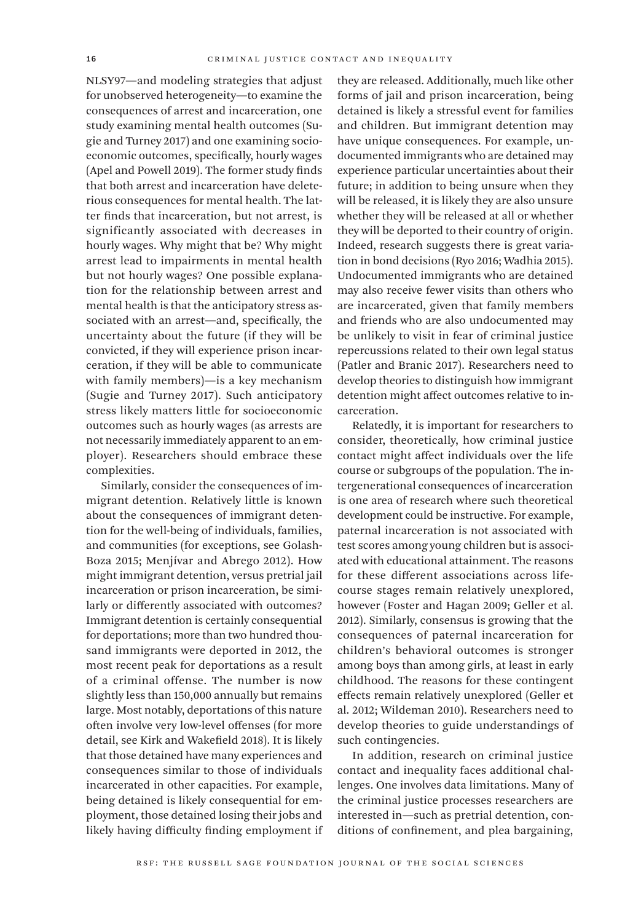NLSY97—and modeling strategies that adjust for unobserved heterogeneity—to examine the consequences of arrest and incarceration, one study examining mental health outcomes (Sugie and Turney 2017) and one examining socioeconomic outcomes, specifically, hourly wages (Apel and Powell 2019). The former study finds that both arrest and incarceration have deleterious consequences for mental health. The latter finds that incarceration, but not arrest, is significantly associated with decreases in hourly wages. Why might that be? Why might arrest lead to impairments in mental health but not hourly wages? One possible explanation for the relationship between arrest and mental health is that the anticipatory stress associated with an arrest—and, specifically, the uncertainty about the future (if they will be convicted, if they will experience prison incarceration, if they will be able to communicate with family members)—is a key mechanism (Sugie and Turney 2017). Such anticipatory stress likely matters little for socioeconomic outcomes such as hourly wages (as arrests are not necessarily immediately apparent to an employer). Researchers should embrace these complexities.

Similarly, consider the consequences of immigrant detention. Relatively little is known about the consequences of immigrant detention for the well-being of individuals, families, and communities (for exceptions, see Golash-Boza 2015; Menjívar and Abrego 2012). How might immigrant detention, versus pretrial jail incarceration or prison incarceration, be similarly or differently associated with outcomes? Immigrant detention is certainly consequential for deportations; more than two hundred thousand immigrants were deported in 2012, the most recent peak for deportations as a result of a criminal offense. The number is now slightly less than 150,000 annually but remains large. Most notably, deportations of this nature often involve very low-level offenses (for more detail, see Kirk and Wakefield 2018). It is likely that those detained have many experiences and consequences similar to those of individuals incarcerated in other capacities. For example, being detained is likely consequential for employment, those detained losing their jobs and likely having difficulty finding employment if they are released. Additionally, much like other forms of jail and prison incarceration, being detained is likely a stressful event for families and children. But immigrant detention may have unique consequences. For example, undocumented immigrants who are detained may experience particular uncertainties about their future; in addition to being unsure when they will be released, it is likely they are also unsure whether they will be released at all or whether they will be deported to their country of origin. Indeed, research suggests there is great variation in bond decisions (Ryo 2016; Wadhia 2015). Undocumented immigrants who are detained may also receive fewer visits than others who are incarcerated, given that family members and friends who are also undocumented may be unlikely to visit in fear of criminal justice repercussions related to their own legal status (Patler and Branic 2017). Researchers need to develop theories to distinguish how immigrant detention might affect outcomes relative to incarceration.

Relatedly, it is important for researchers to consider, theoretically, how criminal justice contact might affect individuals over the life course or subgroups of the population. The intergenerational consequences of incarceration is one area of research where such theoretical development could be instructive. For example, paternal incarceration is not associated with test scores among young children but is associated with educational attainment. The reasons for these different associations across life-course stages remain relatively unexplored, however (Foster and Hagan 2009; Geller et al. 2012). Similarly, consensus is growing that the consequences of paternal incarceration for children's behavioral outcomes is stronger among boys than among girls, at least in early childhood. The reasons for these contingent effects remain relatively unexplored (Geller et al. 2012; Wildeman 2010). Researchers need to develop theories to guide understandings of such contingencies.

In addition, research on criminal justice contact and inequality faces additional challenges. One involves data limitations. Many of the criminal justice processes researchers are interested in—such as pretrial detention, conditions of confinement, and plea bargaining,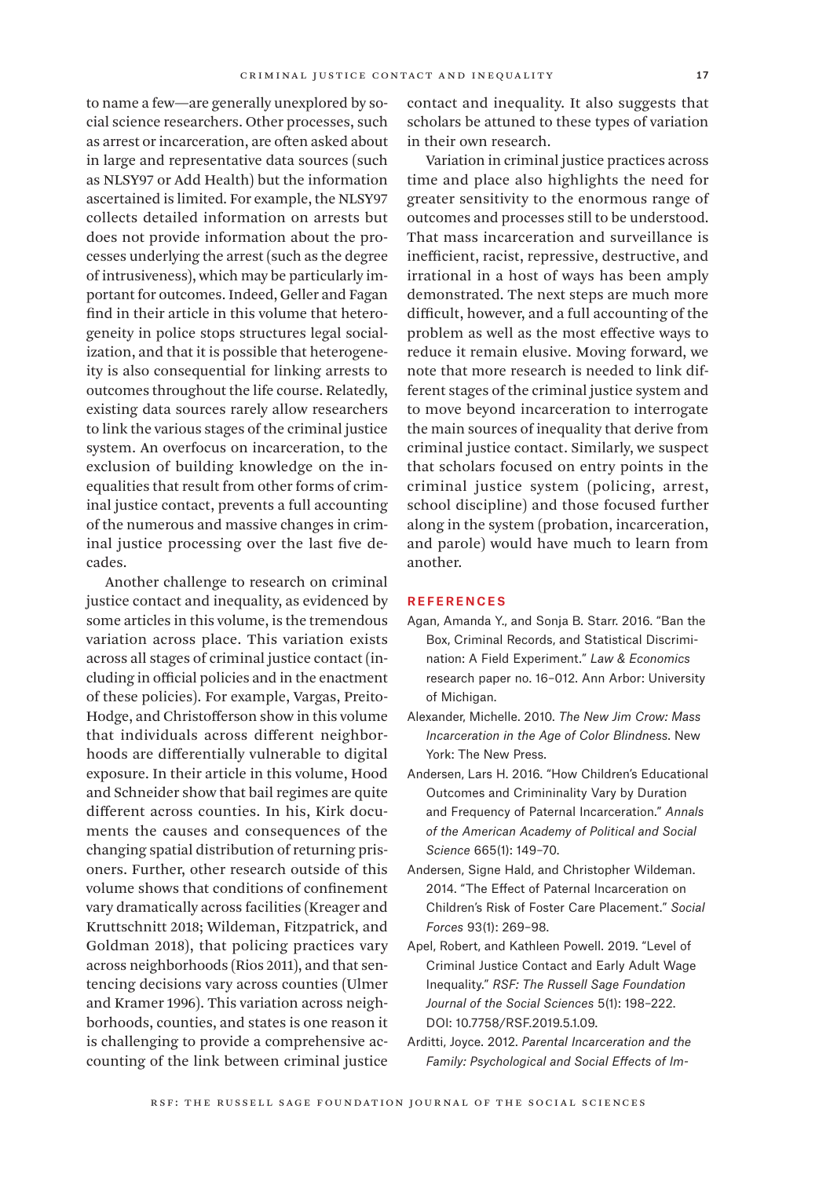to name a few—are generally unexplored by social science researchers. Other processes, such as arrest or incarceration, are often asked about in large and representative data sources (such as NLSY97 or Add Health) but the information ascertained is limited. For example, the NLSY97 collects detailed information on arrests but does not provide information about the processes underlying the arrest (such as the degree of intrusiveness), which may be particularly important for outcomes. Indeed, Geller and Fagan find in their article in this volume that heterogeneity in police stops structures legal socialization, and that it is possible that heterogeneity is also consequential for linking arrests to outcomes throughout the life course. Relatedly, existing data sources rarely allow researchers to link the various stages of the criminal justice system. An overfocus on incarceration, to the exclusion of building knowledge on the inequalities that result from other forms of criminal justice contact, prevents a full accounting of the numerous and massive changes in criminal justice processing over the last five decades.

Another challenge to research on criminal justice contact and inequality, as evidenced by some articles in this volume, is the tremendous variation across place. This variation exists across all stages of criminal justice contact (including in official policies and in the enactment of these policies). For example, Vargas, Preito-Hodge, and Christofferson show in this volume that individuals across different neighborhoods are differentially vulnerable to digital exposure. In their article in this volume, Hood and Schneider show that bail regimes are quite different across counties. In his, Kirk documents the causes and consequences of the changing spatial distribution of returning prisoners. Further, other research outside of this volume shows that conditions of confinement vary dramatically across facilities (Kreager and Kruttschnitt 2018; Wildeman, Fitzpatrick, and Goldman 2018), that policing practices vary across neighborhoods (Rios 2011), and that sentencing decisions vary across counties (Ulmer and Kramer 1996). This variation across neighborhoods, counties, and states is one reason it is challenging to provide a comprehensive accounting of the link between criminal justice contact and inequality. It also suggests that scholars be attuned to these types of variation in their own research.

Variation in criminal justice practices across time and place also highlights the need for greater sensitivity to the enormous range of outcomes and processes still to be understood. That mass incarceration and surveillance is inefficient, racist, repressive, destructive, and irrational in a host of ways has been amply demonstrated. The next steps are much more difficult, however, and a full accounting of the problem as well as the most effective ways to reduce it remain elusive. Moving forward, we note that more research is needed to link different stages of the criminal justice system and to move beyond incarceration to interrogate the main sources of inequality that derive from criminal justice contact. Similarly, we suspect that scholars focused on entry points in the criminal justice system (policing, arrest, school discipline) and those focused further along in the system (probation, incarceration, and parole) would have much to learn from another.

## REFERENCES

Agan, Amanda Y., and Sonja B. Starr. 2016. "Ban the Box, Criminal Records, and Statistical Discrimination: A Field Experiment." *Law & Economics* research paper no. 16–012. Ann Arbor: University of Michigan.

Alexander, Michelle. 2010. *The New Jim Crow: Mass Incarceration in the Age of Color Blindness*. New York: The New Press.

Andersen, Lars H. 2016. "How Children's Educational Outcomes and Crimininality Vary by Duration and Frequency of Paternal Incarceration." *Annals of the American Academy of Political and Social Science* 665(1): 149–70.

Andersen, Signe Hald, and Christopher Wildeman. 2014. "The Effect of Paternal Incarceration on Children's Risk of Foster Care Placement." *Social Forces* 93(1): 269–98.

Apel, Robert, and Kathleen Powell. 2019. "Level of Criminal Justice Contact and Early Adult Wage Inequality." *RSF: The Russell Sage Foundation Journal of the Social Sciences* 5(1): 198–222. DOI: 10.7758/RSF.2019.5.1.09.

Arditti, Joyce. 2012. *Parental Incarceration and the Family: Psychological and Social Effects of Im-*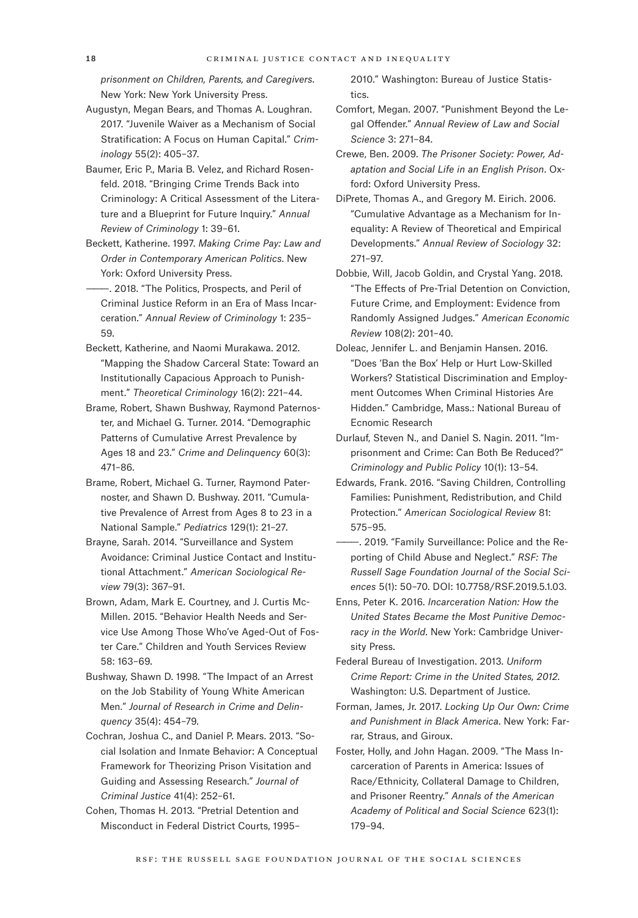*prisonment on Children, Parents, and Caregivers*. New York: New York University Press.

Augustyn, Megan Bears, and Thomas A. Loughran. 2017. "Juvenile Waiver as a Mechanism of Social Stratification: A Focus on Human Capital." *Criminology* 55(2): 405–37.

Baumer, Eric P., Maria B. Velez, and Richard Rosenfeld. 2018. "Bringing Crime Trends Back into Criminology: A Critical Assessment of the Literature and a Blueprint for Future Inquiry." *Annual Review of Criminology* 1: 39–61.

Beckett, Katherine. 1997. *Making Crime Pay: Law and Order in Contemporary American Politics*. New York: Oxford University Press.

———. 2018. "The Politics, Prospects, and Peril of Criminal Justice Reform in an Era of Mass Incarceration." *Annual Review of Criminology* 1: 235–59.

Beckett, Katherine, and Naomi Murakawa. 2012. "Mapping the Shadow Carceral State: Toward an Institutionally Capacious Approach to Punishment." *Theoretical Criminology* 16(2): 221–44.

Brame, Robert, Shawn Bushway, Raymond Paternoster, and Michael G. Turner. 2014. "Demographic Patterns of Cumulative Arrest Prevalence by Ages 18 and 23." *Crime and Delinquency* 60(3): 471–86.

Brame, Robert, Michael G. Turner, Raymond Paternoster, and Shawn D. Bushway. 2011. "Cumulative Prevalence of Arrest from Ages 8 to 23 in a National Sample." *Pediatrics* 129(1): 21–27.

Brayne, Sarah. 2014. "Surveillance and System Avoidance: Criminal Justice Contact and Institutional Attachment." *American Sociological Review* 79(3): 367–91.

Brown, Adam, Mark E. Courtney, and J. Curtis McMillen. 2015. "Behavior Health Needs and Service Use Among Those Who've Aged-Out of Foster Care." Children and Youth Services Review 58: 163–69.

Bushway, Shawn D. 1998. "The Impact of an Arrest on the Job Stability of Young White American Men." *Journal of Research in Crime and Delinquency* 35(4): 454–79.

Cochran, Joshua C., and Daniel P. Mears. 2013. "Social Isolation and Inmate Behavior: A Conceptual Framework for Theorizing Prison Visitation and Guiding and Assessing Research." *Journal of Criminal Justice* 41(4): 252–61.

Cohen, Thomas H. 2013. "Pretrial Detention and Misconduct in Federal District Courts, 1995–2010." Washington: Bureau of Justice Statistics.

Comfort, Megan. 2007. "Punishment Beyond the Legal Offender." *Annual Review of Law and Social Science* 3: 271–84.

Crewe, Ben. 2009. *The Prisoner Society: Power, Adaptation and Social Life in an English Prison*. Oxford: Oxford University Press.

DiPrete, Thomas A., and Gregory M. Eirich. 2006. "Cumulative Advantage as a Mechanism for Inequality: A Review of Theoretical and Empirical Developments." *Annual Review of Sociology* 32: 271–97.

Dobbie, Will, Jacob Goldin, and Crystal Yang. 2018. "The Effects of Pre-Trial Detention on Conviction, Future Crime, and Employment: Evidence from Randomly Assigned Judges." *American Economic Review* 108(2): 201–40.

Doleac, Jennifer L. and Benjamin Hansen. 2016. "Does 'Ban the Box' Help or Hurt Low-Skilled Workers? Statistical Discrimination and Employment Outcomes When Criminal Histories Are Hidden." Cambridge, Mass.: National Bureau of Ecnomic Research

Durlauf, Steven N., and Daniel S. Nagin. 2011. "Imprisonment and Crime: Can Both Be Reduced?" *Criminology and Public Policy* 10(1): 13–54.

Edwards, Frank. 2016. "Saving Children, Controlling Families: Punishment, Redistribution, and Child Protection." *American Sociological Review* 81: 575–95.

———. 2019. "Family Surveillance: Police and the Reporting of Child Abuse and Neglect." *RSF: The Russell Sage Foundation Journal of the Social Sciences* 5(1): 50–70. DOI: 10.7758/RSF.2019.5.1.03.

Enns, Peter K. 2016. *Incarceration Nation: How the United States Became the Most Punitive Democracy in the World*. New York: Cambridge University Press.

Federal Bureau of Investigation. 2013. *Uniform Crime Report: Crime in the United States, 2012*. Washington: U.S. Department of Justice.

Forman, James, Jr. 2017. *Locking Up Our Own: Crime and Punishment in Black America*. New York: Farrar, Straus, and Giroux.

Foster, Holly, and John Hagan. 2009. "The Mass Incarceration of Parents in America: Issues of Race/Ethnicity, Collateral Damage to Children, and Prisoner Reentry." *Annals of the American Academy of Political and Social Science* 623(1): 179–94.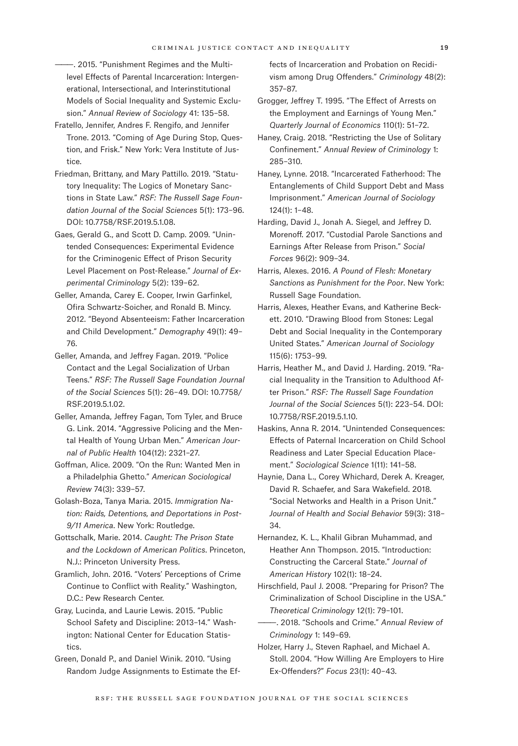———. 2015. "Punishment Regimes and the Multilevel Effects of Parental Incarceration: Intergenerational, Intersectional, and Interinstitutional Models of Social Inequality and Systemic Exclusion." *Annual Review of Sociology* 41: 135–58.

Fratello, Jennifer, Andres F. Rengifo, and Jennifer Trone. 2013. "Coming of Age During Stop, Question, and Frisk." New York: Vera Institute of Justice.

Friedman, Brittany, and Mary Pattillo. 2019. "Statutory Inequality: The Logics of Monetary Sanctions in State Law." *RSF: The Russell Sage Foundation Journal of the Social Sciences* 5(1): 173–96. DOI: 10.7758/RSF.2019.5.1.08.

Gaes, Gerald G., and Scott D. Camp. 2009. "Unintended Consequences: Experimental Evidence for the Criminogenic Effect of Prison Security Level Placement on Post-Release." *Journal of Experimental Criminology* 5(2): 139–62.

Geller, Amanda, Carey E. Cooper, Irwin Garfinkel, Ofira Schwartz-Soicher, and Ronald B. Mincy. 2012. "Beyond Absenteeism: Father Incarceration and Child Development." *Demography* 49(1): 49–76.

Geller, Amanda, and Jeffrey Fagan. 2019. "Police Contact and the Legal Socialization of Urban Teens." *RSF: The Russell Sage Foundation Journal of the Social Sciences* 5(1): 26–49. DOI: 10.7758/RSF.2019.5.1.02.

Geller, Amanda, Jeffrey Fagan, Tom Tyler, and Bruce G. Link. 2014. "Aggressive Policing and the Mental Health of Young Urban Men." *American Journal of Public Health* 104(12): 2321–27.

Goffman, Alice. 2009. "On the Run: Wanted Men in a Philadelphia Ghetto." *American Sociological Review* 74(3): 339–57.

Golash-Boza, Tanya Maria. 2015. *Immigration Nation: Raids, Detentions, and Deportations in Post-9/11 America*. New York: Routledge.

Gottschalk, Marie. 2014. *Caught: The Prison State and the Lockdown of American Politics*. Princeton, N.J.: Princeton University Press.

Gramlich, John. 2016. "Voters' Perceptions of Crime Continue to Conflict with Reality." Washington, D.C.: Pew Research Center.

Gray, Lucinda, and Laurie Lewis. 2015. "Public School Safety and Discipline: 2013–14." Washington: National Center for Education Statistics.

Green, Donald P., and Daniel Winik. 2010. "Using Random Judge Assignments to Estimate the Effects of Incarceration and Probation on Recidivism among Drug Offenders." *Criminology* 48(2): 357–87.

Grogger, Jeffrey T. 1995. "The Effect of Arrests on the Employment and Earnings of Young Men." *Quarterly Journal of Economics* 110(1): 51–72.

Haney, Craig. 2018. "Restricting the Use of Solitary Confinement." *Annual Review of Criminology* 1: 285–310.

Haney, Lynne. 2018. "Incarcerated Fatherhood: The Entanglements of Child Support Debt and Mass Imprisonment." *American Journal of Sociology* 124(1): 1–48.

Harding, David J., Jonah A. Siegel, and Jeffrey D. Morenoff. 2017. "Custodial Parole Sanctions and Earnings After Release from Prison." *Social Forces* 96(2): 909–34.

Harris, Alexes. 2016. *A Pound of Flesh: Monetary Sanctions as Punishment for the Poor*. New York: Russell Sage Foundation.

Harris, Alexes, Heather Evans, and Katherine Beckett. 2010. "Drawing Blood from Stones: Legal Debt and Social Inequality in the Contemporary United States." *American Journal of Sociology* 115(6): 1753–99.

Harris, Heather M., and David J. Harding. 2019. "Racial Inequality in the Transition to Adulthood After Prison." *RSF: The Russell Sage Foundation Journal of the Social Sciences* 5(1): 223–54. DOI: 10.7758/RSF.2019.5.1.10.

Haskins, Anna R. 2014. "Unintended Consequences: Effects of Paternal Incarceration on Child School Readiness and Later Special Education Placement." *Sociological Science* 1(11): 141–58.

Haynie, Dana L., Corey Whichard, Derek A. Kreager, David R. Schaefer, and Sara Wakefield. 2018. "Social Networks and Health in a Prison Unit." *Journal of Health and Social Behavior* 59(3): 318–34.

Hernandez, K. L., Khalil Gibran Muhammad, and Heather Ann Thompson. 2015. "Introduction: Constructing the Carceral State." *Journal of American History* 102(1): 18–24.

Hirschfield, Paul J. 2008. "Preparing for Prison? The Criminalization of School Discipline in the USA." *Theoretical Criminology* 12(1): 79–101.

———. 2018. "Schools and Crime." *Annual Review of Criminology* 1: 149–69.

Holzer, Harry J., Steven Raphael, and Michael A. Stoll. 2004. "How Willing Are Employers to Hire Ex-Offenders?" *Focus* 23(1): 40–43.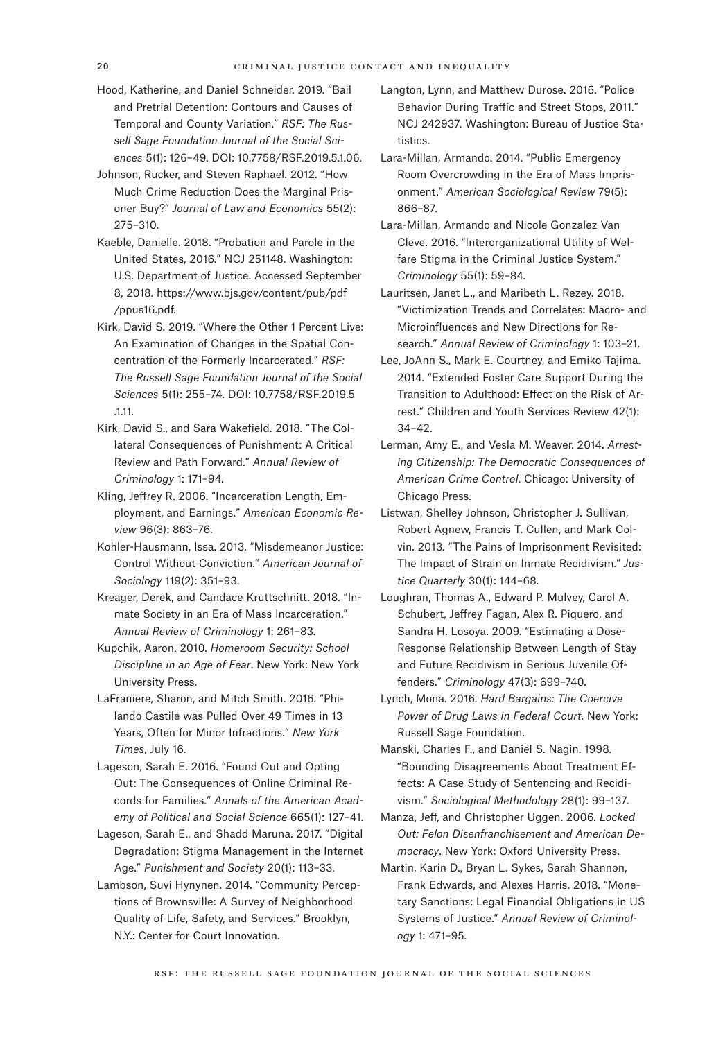Hood, Katherine, and Daniel Schneider. 2019. "Bail and Pretrial Detention: Contours and Causes of Temporal and County Variation." *RSF: The Russell Sage Foundation Journal of the Social Sciences* 5(1): 126–49. DOI: 10.7758/RSF.2019.5.1.06.

Johnson, Rucker, and Steven Raphael. 2012. "How Much Crime Reduction Does the Marginal Prisoner Buy?" *Journal of Law and Economics* 55(2): 275–310.

Kaeble, Danielle. 2018. "Probation and Parole in the United States, 2016." NCJ 251148. Washington: U.S. Department of Justice. Accessed September 8, 2018. https://www.bjs.gov/content/pub/pdf/ppus16.pdf.

Kirk, David S. 2019. "Where the Other 1 Percent Live: An Examination of Changes in the Spatial Concentration of the Formerly Incarcerated." *RSF: The Russell Sage Foundation Journal of the Social Sciences* 5(1): 255–74. DOI: 10.7758/RSF.2019.5.1.11.

Kirk, David S., and Sara Wakefield. 2018. "The Collateral Consequences of Punishment: A Critical Review and Path Forward." *Annual Review of Criminology* 1: 171–94.

Kling, Jeffrey R. 2006. "Incarceration Length, Employment, and Earnings." *American Economic Review* 96(3): 863–76.

Kohler-Hausmann, Issa. 2013. "Misdemeanor Justice: Control Without Conviction." *American Journal of Sociology* 119(2): 351–93.

Kreager, Derek, and Candace Kruttschnitt. 2018. "Inmate Society in an Era of Mass Incarceration." *Annual Review of Criminology* 1: 261–83.

Kupchik, Aaron. 2010. *Homeroom Security: School Discipline in an Age of Fear*. New York: New York University Press.

LaFraniere, Sharon, and Mitch Smith. 2016. "Philando Castile was Pulled Over 49 Times in 13 Years, Often for Minor Infractions." *New York Times*, July 16.

Lageson, Sarah E. 2016. "Found Out and Opting Out: The Consequences of Online Criminal Records for Families." *Annals of the American Academy of Political and Social Science* 665(1): 127–41.

Lageson, Sarah E., and Shadd Maruna. 2017. "Digital Degradation: Stigma Management in the Internet Age." *Punishment and Society* 20(1): 113–33.

Lambson, Suvi Hynynen. 2014. "Community Perceptions of Brownsville: A Survey of Neighborhood Quality of Life, Safety, and Services." Brooklyn, N.Y.: Center for Court Innovation.

Langton, Lynn, and Matthew Durose. 2016. "Police Behavior During Traffic and Street Stops, 2011." NCJ 242937. Washington: Bureau of Justice Statistics.

Lara-Millan, Armando. 2014. "Public Emergency Room Overcrowding in the Era of Mass Imprisonment." *American Sociological Review* 79(5): 866–87.

Lara-Millan, Armando and Nicole Gonzalez Van Cleve. 2016. "Interorganizational Utility of Welfare Stigma in the Criminal Justice System." *Criminology* 55(1): 59–84.

Lauritsen, Janet L., and Maribeth L. Rezey. 2018. "Victimization Trends and Correlates: Macro- and Microinfluences and New Directions for Research." *Annual Review of Criminology* 1: 103–21.

Lee, JoAnn S., Mark E. Courtney, and Emiko Tajima. 2014. "Extended Foster Care Support During the Transition to Adulthood: Effect on the Risk of Arrest." Children and Youth Services Review 42(1): 34–42.

Lerman, Amy E., and Vesla M. Weaver. 2014. *Arresting Citizenship: The Democratic Consequences of American Crime Control*. Chicago: University of Chicago Press.

Listwan, Shelley Johnson, Christopher J. Sullivan, Robert Agnew, Francis T. Cullen, and Mark Colvin. 2013. "The Pains of Imprisonment Revisited: The Impact of Strain on Inmate Recidivism." *Justice Quarterly* 30(1): 144–68.

Loughran, Thomas A., Edward P. Mulvey, Carol A. Schubert, Jeffrey Fagan, Alex R. Piquero, and Sandra H. Losoya. 2009. "Estimating a Dose-Response Relationship Between Length of Stay and Future Recidivism in Serious Juvenile Offenders." *Criminology* 47(3): 699–740.

Lynch, Mona. 2016. *Hard Bargains: The Coercive Power of Drug Laws in Federal Court*. New York: Russell Sage Foundation.

Manski, Charles F., and Daniel S. Nagin. 1998. "Bounding Disagreements About Treatment Effects: A Case Study of Sentencing and Recidivism." *Sociological Methodology* 28(1): 99–137.

Manza, Jeff, and Christopher Uggen. 2006. *Locked Out: Felon Disenfranchisement and American Democracy*. New York: Oxford University Press.

Martin, Karin D., Bryan L. Sykes, Sarah Shannon, Frank Edwards, and Alexes Harris. 2018. "Monetary Sanctions: Legal Financial Obligations in US Systems of Justice." *Annual Review of Criminology* 1: 471–95.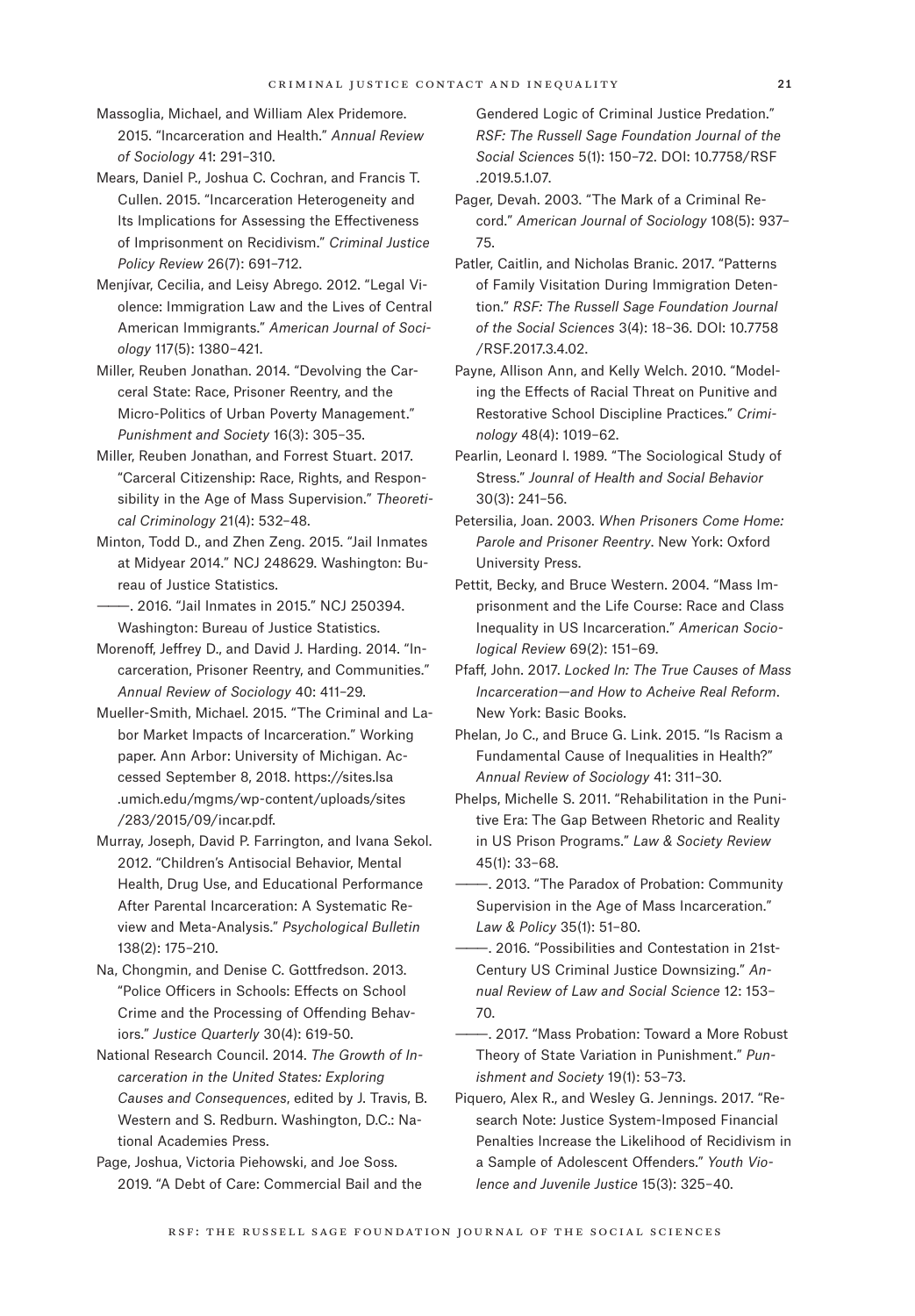Massoglia, Michael, and William Alex Pridemore. 2015. "Incarceration and Health." *Annual Review of Sociology* 41: 291–310.

Mears, Daniel P., Joshua C. Cochran, and Francis T. Cullen. 2015. "Incarceration Heterogeneity and Its Implications for Assessing the Effectiveness of Imprisonment on Recidivism." *Criminal Justice Policy Review* 26(7): 691–712.

Menjívar, Cecilia, and Leisy Abrego. 2012. "Legal Violence: Immigration Law and the Lives of Central American Immigrants." *American Journal of Sociology* 117(5): 1380–421.

Miller, Reuben Jonathan. 2014. "Devolving the Carceral State: Race, Prisoner Reentry, and the Micro-Politics of Urban Poverty Management." *Punishment and Society* 16(3): 305–35.

Miller, Reuben Jonathan, and Forrest Stuart. 2017. "Carceral Citizenship: Race, Rights, and Responsibility in the Age of Mass Supervision." *Theoretical Criminology* 21(4): 532–48.

Minton, Todd D., and Zhen Zeng. 2015. "Jail Inmates at Midyear 2014." NCJ 248629. Washington: Bureau of Justice Statistics.

———. 2016. "Jail Inmates in 2015." NCJ 250394. Washington: Bureau of Justice Statistics.

Morenoff, Jeffrey D., and David J. Harding. 2014. "Incarceration, Prisoner Reentry, and Communities." *Annual Review of Sociology* 40: 411–29.

Mueller-Smith, Michael. 2015. "The Criminal and Labor Market Impacts of Incarceration." Working paper. Ann Arbor: University of Michigan. Accessed September 8, 2018. https://sites.lsa.umich.edu/mgms/wp-content/uploads/sites/283/2015/09/incar.pdf.

Murray, Joseph, David P. Farrington, and Ivana Sekol. 2012. "Children's Antisocial Behavior, Mental Health, Drug Use, and Educational Performance After Parental Incarceration: A Systematic Review and Meta-Analysis." *Psychological Bulletin* 138(2): 175–210.

Na, Chongmin, and Denise C. Gottfredson. 2013. "Police Officers in Schools: Effects on School Crime and the Processing of Offending Behaviors." *Justice Quarterly* 30(4): 619-50.

National Research Council. 2014. *The Growth of Incarceration in the United States: Exploring Causes and Consequences*, edited by J. Travis, B. Western and S. Redburn. Washington, D.C.: National Academies Press.

Page, Joshua, Victoria Piehowski, and Joe Soss. 2019. "A Debt of Care: Commercial Bail and the Gendered Logic of Criminal Justice Predation." *RSF: The Russell Sage Foundation Journal of the Social Sciences* 5(1): 150–72. DOI: 10.7758/RSF.2019.5.1.07.

Pager, Devah. 2003. "The Mark of a Criminal Record." *American Journal of Sociology* 108(5): 937–75.

Patler, Caitlin, and Nicholas Branic. 2017. "Patterns of Family Visitation During Immigration Detention." *RSF: The Russell Sage Foundation Journal of the Social Sciences* 3(4): 18–36. DOI: 10.7758/RSF.2017.3.4.02.

Payne, Allison Ann, and Kelly Welch. 2010. "Modeling the Effects of Racial Threat on Punitive and Restorative School Discipline Practices." *Criminology* 48(4): 1019–62.

Pearlin, Leonard I. 1989. "The Sociological Study of Stress." *Jounral of Health and Social Behavior* 30(3): 241–56.

Petersilia, Joan. 2003. *When Prisoners Come Home: Parole and Prisoner Reentry*. New York: Oxford University Press.

Pettit, Becky, and Bruce Western. 2004. "Mass Imprisonment and the Life Course: Race and Class Inequality in US Incarceration." *American Sociological Review* 69(2): 151–69.

Pfaff, John. 2017. *Locked In: The True Causes of Mass Incarceration—and How to Acheive Real Reform*. New York: Basic Books.

Phelan, Jo C., and Bruce G. Link. 2015. "Is Racism a Fundamental Cause of Inequalities in Health?" *Annual Review of Sociology* 41: 311–30.

Phelps, Michelle S. 2011. "Rehabilitation in the Punitive Era: The Gap Between Rhetoric and Reality in US Prison Programs." *Law & Society Review* 45(1): 33–68.

———. 2013. "The Paradox of Probation: Community Supervision in the Age of Mass Incarceration." *Law & Policy* 35(1): 51–80.

———. 2016. "Possibilities and Contestation in 21st-Century US Criminal Justice Downsizing." *Annual Review of Law and Social Science* 12: 153–70.

———. 2017. "Mass Probation: Toward a More Robust Theory of State Variation in Punishment." *Punishment and Society* 19(1): 53–73.

Piquero, Alex R., and Wesley G. Jennings. 2017. "Research Note: Justice System-Imposed Financial Penalties Increase the Likelihood of Recidivism in a Sample of Adolescent Offenders." *Youth Violence and Juvenile Justice* 15(3): 325–40.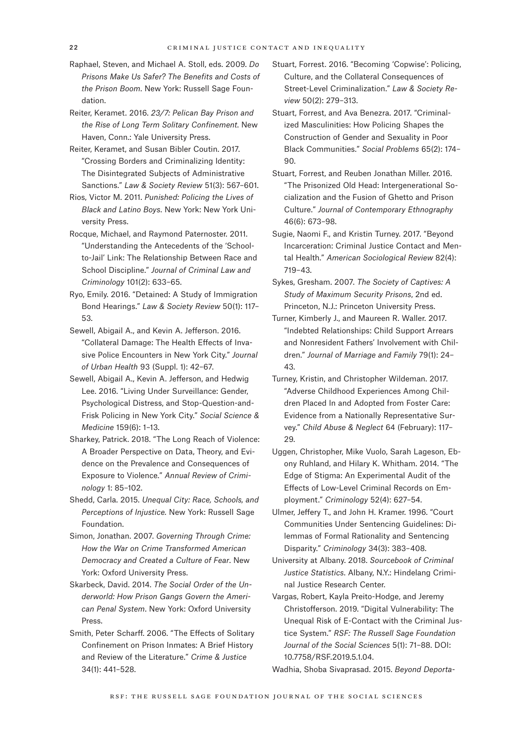Raphael, Steven, and Michael A. Stoll, eds. 2009. *Do Prisons Make Us Safer? The Benefits and Costs of the Prison Boom*. New York: Russell Sage Foundation.

Reiter, Keramet. 2016. *23/7: Pelican Bay Prison and the Rise of Long Term Solitary Confinement*. New Haven, Conn.: Yale University Press.

Reiter, Keramet, and Susan Bibler Coutin. 2017. "Crossing Borders and Criminalizing Identity: The Disintegrated Subjects of Administrative Sanctions." *Law & Society Review* 51(3): 567–601.

Rios, Victor M. 2011. *Punished: Policing the Lives of Black and Latino Boys*. New York: New York University Press.

Rocque, Michael, and Raymond Paternoster. 2011. "Understanding the Antecedents of the 'School-to-Jail' Link: The Relationship Between Race and School Discipline." *Journal of Criminal Law and Criminology* 101(2): 633–65.

Ryo, Emily. 2016. "Detained: A Study of Immigration Bond Hearings." *Law & Society Review* 50(1): 117–53.

Sewell, Abigail A., and Kevin A. Jefferson. 2016. "Collateral Damage: The Health Effects of Invasive Police Encounters in New York City." *Journal of Urban Health* 93 (Suppl. 1): 42–67.

Sewell, Abigail A., Kevin A. Jefferson, and Hedwig Lee. 2016. "Living Under Surveillance: Gender, Psychological Distress, and Stop-Question-and-Frisk Policing in New York City." *Social Science & Medicine* 159(6): 1–13.

Sharkey, Patrick. 2018. "The Long Reach of Violence: A Broader Perspective on Data, Theory, and Evidence on the Prevalence and Consequences of Exposure to Violence." *Annual Review of Criminology* 1: 85–102.

Shedd, Carla. 2015. *Unequal City: Race, Schools, and Perceptions of Injustice*. New York: Russell Sage Foundation.

Simon, Jonathan. 2007. *Governing Through Crime: How the War on Crime Transformed American Democracy and Created a Culture of Fear*. New York: Oxford University Press.

Skarbeck, David. 2014. *The Social Order of the Underworld: How Prison Gangs Govern the American Penal System*. New York: Oxford University Press.

Smith, Peter Scharff. 2006. "The Effects of Solitary Confinement on Prison Inmates: A Brief History and Review of the Literature." *Crime & Justice* 34(1): 441–528.

Stuart, Forrest. 2016. "Becoming 'Copwise': Policing, Culture, and the Collateral Consequences of Street-Level Criminalization." *Law & Society Review* 50(2): 279–313.

Stuart, Forrest, and Ava Benezra. 2017. "Criminalized Masculinities: How Policing Shapes the Construction of Gender and Sexuality in Poor Black Communities." *Social Problems* 65(2): 174–90.

Stuart, Forrest, and Reuben Jonathan Miller. 2016. "The Prisonized Old Head: Intergenerational Socialization and the Fusion of Ghetto and Prison Culture." *Journal of Contemporary Ethnography* 46(6): 673–98.

Sugie, Naomi F., and Kristin Turney. 2017. "Beyond Incarceration: Criminal Justice Contact and Mental Health." *American Sociological Review* 82(4): 719–43.

Sykes, Gresham. 2007. *The Society of Captives: A Study of Maximum Security Prisons*, 2nd ed. Princeton, N.J.: Princeton University Press.

Turner, Kimberly J., and Maureen R. Waller. 2017. "Indebted Relationships: Child Support Arrears and Nonresident Fathers' Involvement with Children." *Journal of Marriage and Family* 79(1): 24–43.

Turney, Kristin, and Christopher Wildeman. 2017. "Adverse Childhood Experiences Among Children Placed In and Adopted from Foster Care: Evidence from a Nationally Representative Survey." *Child Abuse & Neglect* 64 (February): 117–29.

Uggen, Christopher, Mike Vuolo, Sarah Lageson, Ebony Ruhland, and Hilary K. Whitham. 2014. "The Edge of Stigma: An Experimental Audit of the Effects of Low-Level Criminal Records on Employment." *Criminology* 52(4): 627–54.

Ulmer, Jeffery T., and John H. Kramer. 1996. "Court Communities Under Sentencing Guidelines: Dilemmas of Formal Rationality and Sentencing Disparity." *Criminology* 34(3): 383–408.

University at Albany. 2018. *Sourcebook of Criminal Justice Statistics*. Albany, N.Y.: Hindelang Criminal Justice Research Center.

Vargas, Robert, Kayla Preito-Hodge, and Jeremy Christofferson. 2019. "Digital Vulnerability: The Unequal Risk of E-Contact with the Criminal Justice System." *RSF: The Russell Sage Foundation Journal of the Social Sciences* 5(1): 71–88. DOI: 10.7758/RSF.2019.5.1.04.

Wadhia, Shoba Sivaprasad. 2015. *Beyond Deporta-*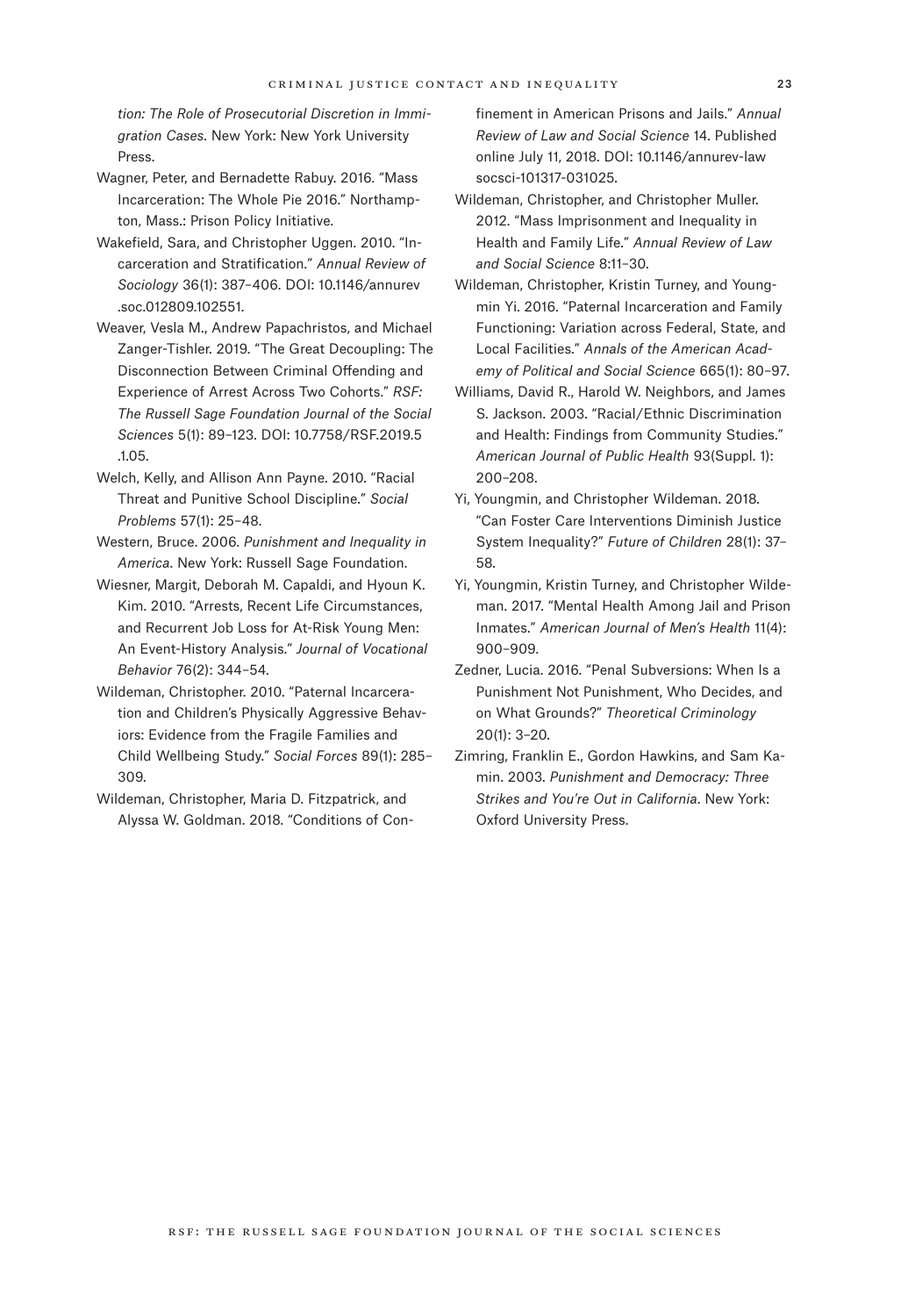*tion: The Role of Prosecutorial Discretion in Immigration Cases*. New York: New York University Press.

Wagner, Peter, and Bernadette Rabuy. 2016. "Mass Incarceration: The Whole Pie 2016." Northampton, Mass.: Prison Policy Initiative.

Wakefield, Sara, and Christopher Uggen. 2010. "Incarceration and Stratification." *Annual Review of Sociology* 36(1): 387–406. DOI: 10.1146/annurev.soc.012809.102551.

Weaver, Vesla M., Andrew Papachristos, and Michael Zanger-Tishler. 2019. "The Great Decoupling: The Disconnection Between Criminal Offending and Experience of Arrest Across Two Cohorts." *RSF: The Russell Sage Foundation Journal of the Social Sciences* 5(1): 89–123. DOI: 10.7758/RSF.2019.5.1.05.

Welch, Kelly, and Allison Ann Payne. 2010. "Racial Threat and Punitive School Discipline." *Social Problems* 57(1): 25–48.

Western, Bruce. 2006. *Punishment and Inequality in America*. New York: Russell Sage Foundation.

Wiesner, Margit, Deborah M. Capaldi, and Hyoun K. Kim. 2010. "Arrests, Recent Life Circumstances, and Recurrent Job Loss for At-Risk Young Men: An Event-History Analysis." *Journal of Vocational Behavior* 76(2): 344–54.

Wildeman, Christopher. 2010. "Paternal Incarceration and Children's Physically Aggressive Behaviors: Evidence from the Fragile Families and Child Wellbeing Study." *Social Forces* 89(1): 285–309.

Wildeman, Christopher, Maria D. Fitzpatrick, and Alyssa W. Goldman. 2018. "Conditions of Confinement in American Prisons and Jails." *Annual Review of Law and Social Science* 14. Published online July 11, 2018. DOI: 10.1146/annurev-lawsocsci-101317-031025.

Wildeman, Christopher, and Christopher Muller. 2012. "Mass Imprisonment and Inequality in Health and Family Life." *Annual Review of Law and Social Science* 8:11–30.

Wildeman, Christopher, Kristin Turney, and Youngmin Yi. 2016. "Paternal Incarceration and Family Functioning: Variation across Federal, State, and Local Facilities." *Annals of the American Academy of Political and Social Science* 665(1): 80–97.

Williams, David R., Harold W. Neighbors, and James S. Jackson. 2003. "Racial/Ethnic Discrimination and Health: Findings from Community Studies." *American Journal of Public Health* 93(Suppl. 1): 200–208.

Yi, Youngmin, and Christopher Wildeman. 2018. "Can Foster Care Interventions Diminish Justice System Inequality?" *Future of Children* 28(1): 37–58.

Yi, Youngmin, Kristin Turney, and Christopher Wildeman. 2017. "Mental Health Among Jail and Prison Inmates." *American Journal of Men's Health* 11(4): 900–909.

Zedner, Lucia. 2016. "Penal Subversions: When Is a Punishment Not Punishment, Who Decides, and on What Grounds?" *Theoretical Criminology* 20(1): 3–20.

Zimring, Franklin E., Gordon Hawkins, and Sam Kamin. 2003. *Punishment and Democracy: Three Strikes and You're Out in California*. New York: Oxford University Press.